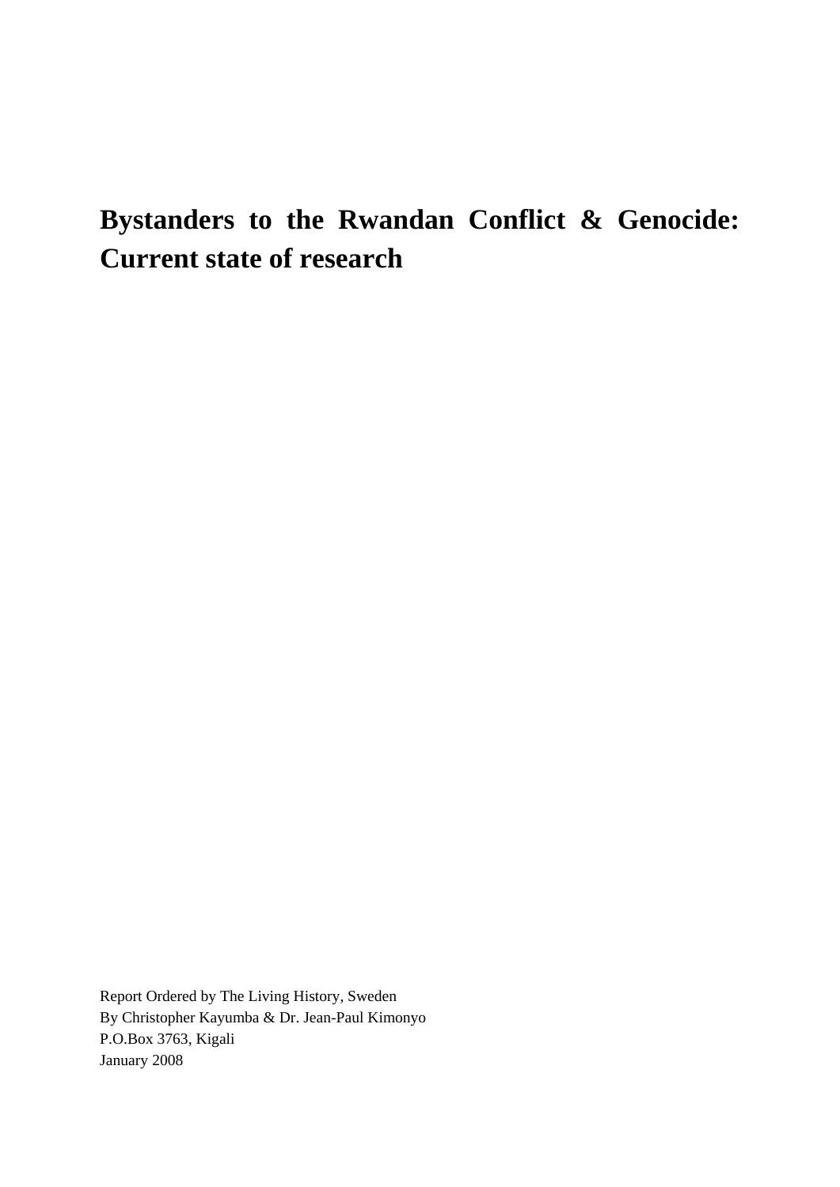# Bystanders to the Rwandan Conflict & Genocide: Current state of research

Report Ordered by The Living History, Sweden
By Christopher Kayumba & Dr. Jean-Paul Kimonyo
P.O.Box 3763, Kigali
January 2008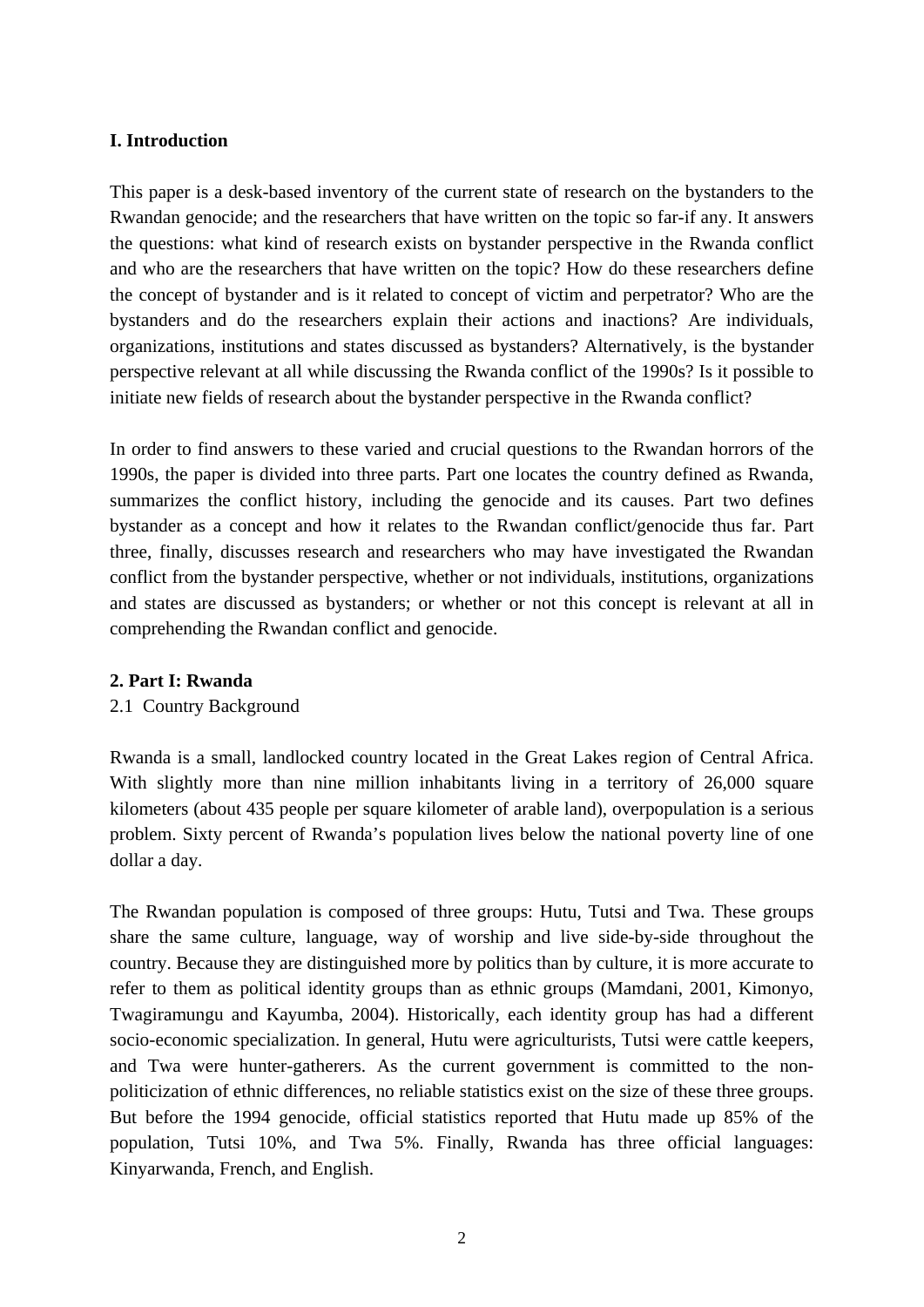## I. Introduction

This paper is a desk-based inventory of the current state of research on the bystanders to the Rwandan genocide; and the researchers that have written on the topic so far-if any. It answers the questions: what kind of research exists on bystander perspective in the Rwanda conflict and who are the researchers that have written on the topic? How do these researchers define the concept of bystander and is it related to concept of victim and perpetrator? Who are the bystanders and do the researchers explain their actions and inactions? Are individuals, organizations, institutions and states discussed as bystanders? Alternatively, is the bystander perspective relevant at all while discussing the Rwanda conflict of the 1990s? Is it possible to initiate new fields of research about the bystander perspective in the Rwanda conflict?

In order to find answers to these varied and crucial questions to the Rwandan horrors of the 1990s, the paper is divided into three parts. Part one locates the country defined as Rwanda, summarizes the conflict history, including the genocide and its causes. Part two defines bystander as a concept and how it relates to the Rwandan conflict/genocide thus far. Part three, finally, discusses research and researchers who may have investigated the Rwandan conflict from the bystander perspective, whether or not individuals, institutions, organizations and states are discussed as bystanders; or whether or not this concept is relevant at all in comprehending the Rwandan conflict and genocide.

## 2. Part I: Rwanda

### 2.1 Country Background

Rwanda is a small, landlocked country located in the Great Lakes region of Central Africa. With slightly more than nine million inhabitants living in a territory of 26,000 square kilometers (about 435 people per square kilometer of arable land), overpopulation is a serious problem. Sixty percent of Rwanda's population lives below the national poverty line of one dollar a day.

The Rwandan population is composed of three groups: Hutu, Tutsi and Twa. These groups share the same culture, language, way of worship and live side-by-side throughout the country. Because they are distinguished more by politics than by culture, it is more accurate to refer to them as political identity groups than as ethnic groups (Mamdani, 2001, Kimonyo, Twagiramungu and Kayumba, 2004). Historically, each identity group has had a different socio-economic specialization. In general, Hutu were agriculturists, Tutsi were cattle keepers, and Twa were hunter-gatherers. As the current government is committed to the non-politicization of ethnic differences, no reliable statistics exist on the size of these three groups. But before the 1994 genocide, official statistics reported that Hutu made up 85% of the population, Tutsi 10%, and Twa 5%. Finally, Rwanda has three official languages: Kinyarwanda, French, and English.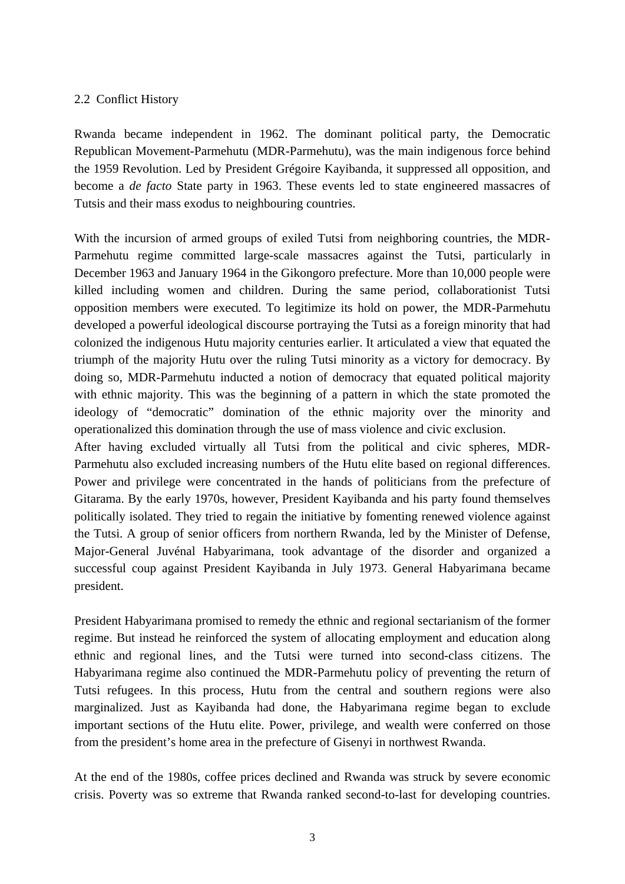## 2.2 Conflict History

Rwanda became independent in 1962. The dominant political party, the Democratic Republican Movement-Parmehutu (MDR-Parmehutu), was the main indigenous force behind the 1959 Revolution. Led by President Grégoire Kayibanda, it suppressed all opposition, and become a *de facto* State party in 1963. These events led to state engineered massacres of Tutsis and their mass exodus to neighbouring countries.

With the incursion of armed groups of exiled Tutsi from neighboring countries, the MDR-Parmehutu regime committed large-scale massacres against the Tutsi, particularly in December 1963 and January 1964 in the Gikongoro prefecture. More than 10,000 people were killed including women and children. During the same period, collaborationist Tutsi opposition members were executed. To legitimize its hold on power, the MDR-Parmehutu developed a powerful ideological discourse portraying the Tutsi as a foreign minority that had colonized the indigenous Hutu majority centuries earlier. It articulated a view that equated the triumph of the majority Hutu over the ruling Tutsi minority as a victory for democracy. By doing so, MDR-Parmehutu inducted a notion of democracy that equated political majority with ethnic majority. This was the beginning of a pattern in which the state promoted the ideology of "democratic" domination of the ethnic majority over the minority and operationalized this domination through the use of mass violence and civic exclusion.
After having excluded virtually all Tutsi from the political and civic spheres, MDR-Parmehutu also excluded increasing numbers of the Hutu elite based on regional differences. Power and privilege were concentrated in the hands of politicians from the prefecture of Gitarama. By the early 1970s, however, President Kayibanda and his party found themselves politically isolated. They tried to regain the initiative by fomenting renewed violence against the Tutsi. A group of senior officers from northern Rwanda, led by the Minister of Defense, Major-General Juvénal Habyarimana, took advantage of the disorder and organized a successful coup against President Kayibanda in July 1973. General Habyarimana became president.

President Habyarimana promised to remedy the ethnic and regional sectarianism of the former regime. But instead he reinforced the system of allocating employment and education along ethnic and regional lines, and the Tutsi were turned into second-class citizens. The Habyarimana regime also continued the MDR-Parmehutu policy of preventing the return of Tutsi refugees. In this process, Hutu from the central and southern regions were also marginalized. Just as Kayibanda had done, the Habyarimana regime began to exclude important sections of the Hutu elite. Power, privilege, and wealth were conferred on those from the president's home area in the prefecture of Gisenyi in northwest Rwanda.

At the end of the 1980s, coffee prices declined and Rwanda was struck by severe economic crisis. Poverty was so extreme that Rwanda ranked second-to-last for developing countries.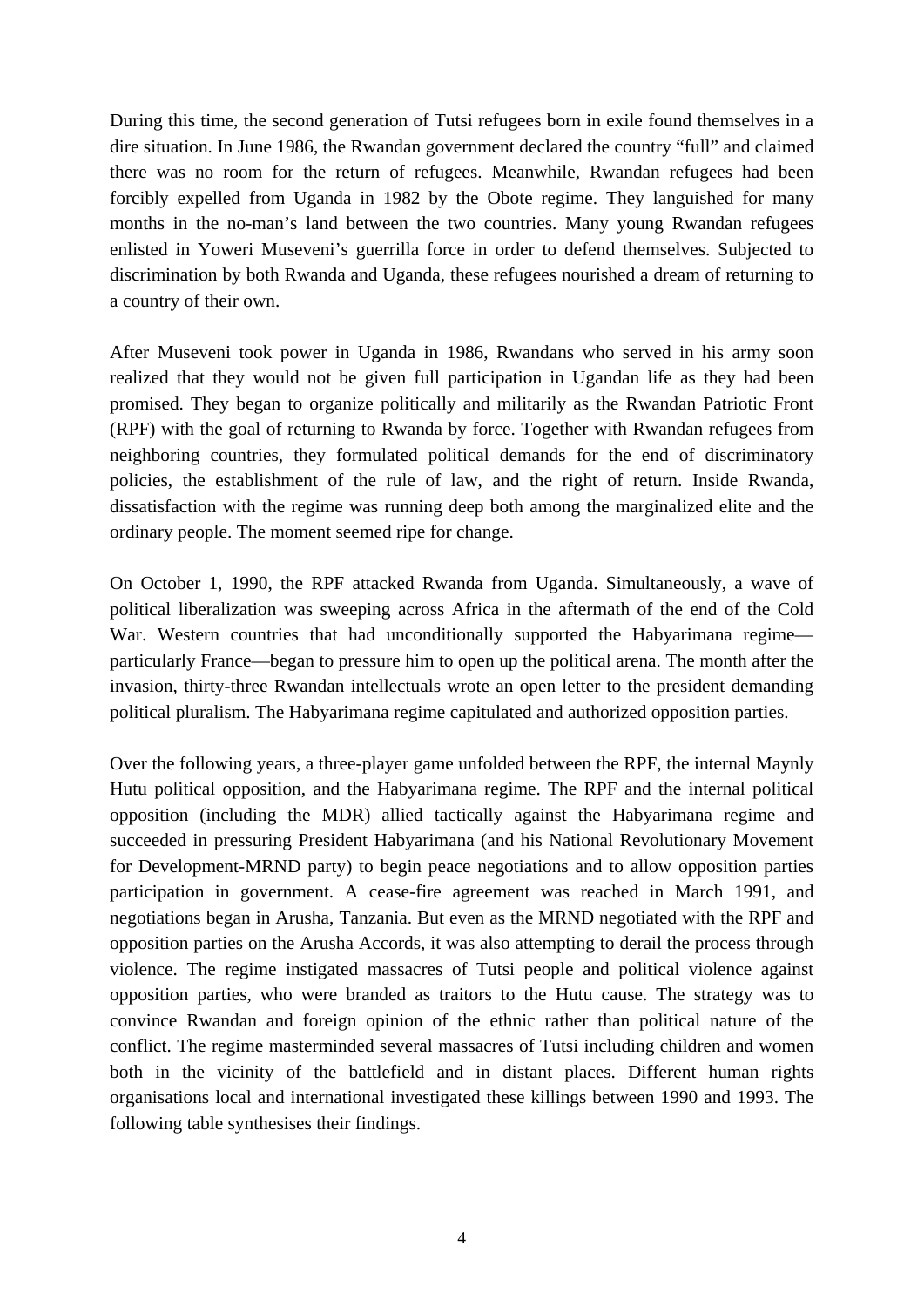During this time, the second generation of Tutsi refugees born in exile found themselves in a dire situation. In June 1986, the Rwandan government declared the country "full" and claimed there was no room for the return of refugees. Meanwhile, Rwandan refugees had been forcibly expelled from Uganda in 1982 by the Obote regime. They languished for many months in the no-man's land between the two countries. Many young Rwandan refugees enlisted in Yoweri Museveni's guerrilla force in order to defend themselves. Subjected to discrimination by both Rwanda and Uganda, these refugees nourished a dream of returning to a country of their own.

After Museveni took power in Uganda in 1986, Rwandans who served in his army soon realized that they would not be given full participation in Ugandan life as they had been promised. They began to organize politically and militarily as the Rwandan Patriotic Front (RPF) with the goal of returning to Rwanda by force. Together with Rwandan refugees from neighboring countries, they formulated political demands for the end of discriminatory policies, the establishment of the rule of law, and the right of return. Inside Rwanda, dissatisfaction with the regime was running deep both among the marginalized elite and the ordinary people. The moment seemed ripe for change.

On October 1, 1990, the RPF attacked Rwanda from Uganda. Simultaneously, a wave of political liberalization was sweeping across Africa in the aftermath of the end of the Cold War. Western countries that had unconditionally supported the Habyarimana regime—particularly France—began to pressure him to open up the political arena. The month after the invasion, thirty-three Rwandan intellectuals wrote an open letter to the president demanding political pluralism. The Habyarimana regime capitulated and authorized opposition parties.

Over the following years, a three-player game unfolded between the RPF, the internal Maynly Hutu political opposition, and the Habyarimana regime. The RPF and the internal political opposition (including the MDR) allied tactically against the Habyarimana regime and succeeded in pressuring President Habyarimana (and his National Revolutionary Movement for Development-MRND party) to begin peace negotiations and to allow opposition parties participation in government. A cease-fire agreement was reached in March 1991, and negotiations began in Arusha, Tanzania. But even as the MRND negotiated with the RPF and opposition parties on the Arusha Accords, it was also attempting to derail the process through violence. The regime instigated massacres of Tutsi people and political violence against opposition parties, who were branded as traitors to the Hutu cause. The strategy was to convince Rwandan and foreign opinion of the ethnic rather than political nature of the conflict. The regime masterminded several massacres of Tutsi including children and women both in the vicinity of the battlefield and in distant places. Different human rights organisations local and international investigated these killings between 1990 and 1993. The following table synthesises their findings.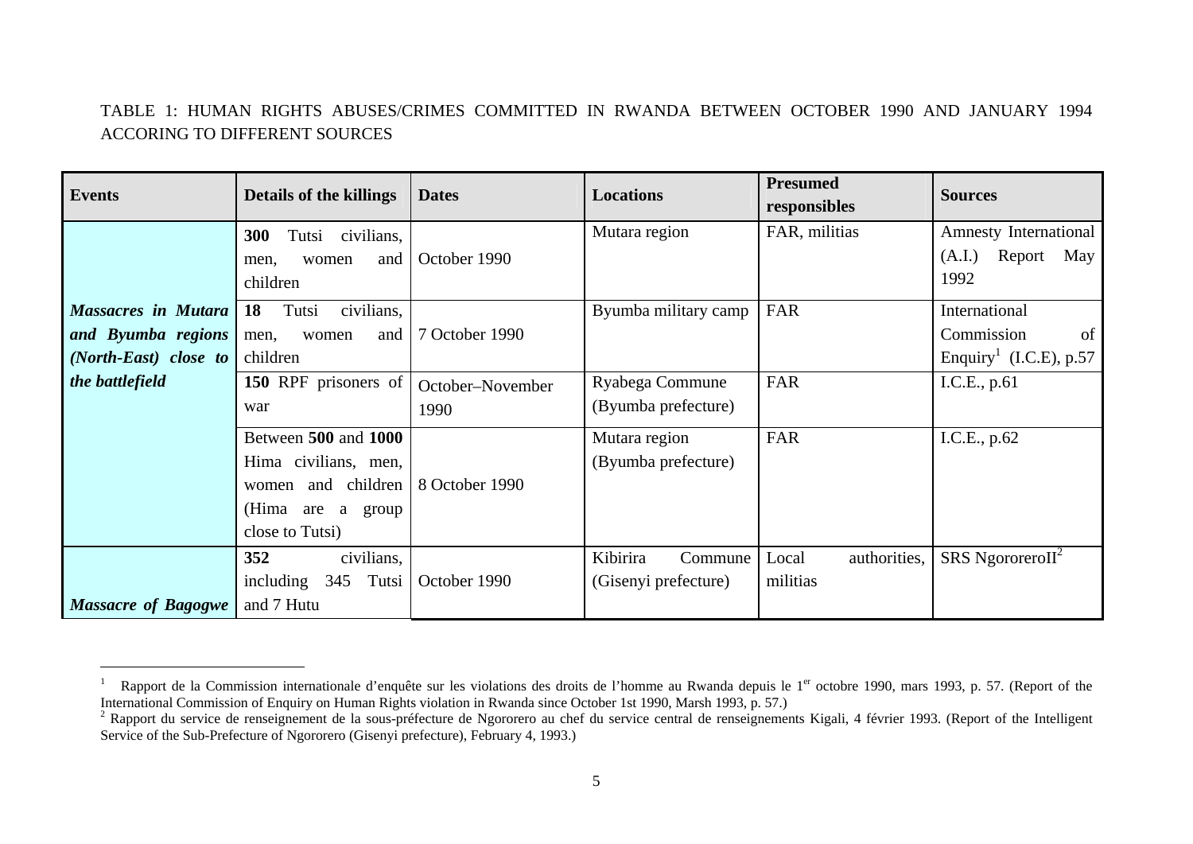TABLE 1: HUMAN RIGHTS ABUSES/CRIMES COMMITTED IN RWANDA BETWEEN OCTOBER 1990 AND JANUARY 1994 ACCORING TO DIFFERENT SOURCES

| Events | Details of the killings | Dates | Locations | Presumed responsibles | Sources |
|---|---|---|---|---|---|
| ***Massacres in Mutara and Byumba regions (North-East) close to the battlefield*** | **300** Tutsi civilians, men, women and children | October 1990 | Mutara region | FAR, militias | Amnesty International (A.I.) Report May 1992 |
| | **18** Tutsi civilians, men, women and children | 7 October 1990 | Byumba military camp | FAR | International Commission of Enquiry[1] (I.C.E), p.57 |
| | **150** RPF prisoners of war | October–November 1990 | Ryabega Commune (Byumba prefecture) | FAR | I.C.E., p.61 |
| | Between **500** and **1000** Hima civilians, men, women and children (Hima are a group close to Tutsi) | 8 October 1990 | Mutara region (Byumba prefecture) | FAR | I.C.E., p.62 |
| ***Massacre of Bagogwe*** | **352** civilians, including 345 Tutsi and 7 Hutu | October 1990 | Kibirira Commune (Gisenyi prefecture) | Local authorities, militias | SRS NgororeroII[2] |

[1] Rapport de la Commission internationale d'enquête sur les violations des droits de l'homme au Rwanda depuis le 1er octobre 1990, mars 1993, p. 57. (Report of the International Commission of Enquiry on Human Rights violation in Rwanda since October 1st 1990, Marsh 1993, p. 57.)

[2] Rapport du service de renseignement de la sous-préfecture de Ngororero au chef du service central de renseignements Kigali, 4 février 1993. (Report of the Intelligent Service of the Sub-Prefecture of Ngororero (Gisenyi prefecture), February 4, 1993.)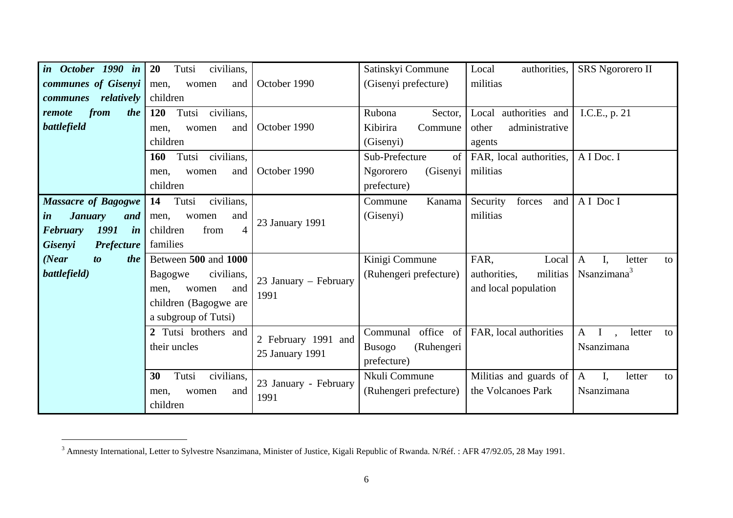| | | | | | |
|---|---|---|---|---|---|
| ***in October 1990 in communes of Gisenyi communes relatively remote from the battlefield*** | **20** Tutsi civilians, men, women and children | October 1990 | Satinskyi Commune (Gisenyi prefecture) | Local authorities, militias | SRS Ngororero II |
| | **120** Tutsi civilians, men, women and children | October 1990 | Rubona Sector, Kibirira Commune (Gisenyi) | Local authorities and other administrative agents | I.C.E., p. 21 |
| | **160** Tutsi civilians, men, women and children | October 1990 | Sub-Prefecture of Ngororero (Gisenyi prefecture) | FAR, local authorities, militias | A I Doc. I |
| ***Massacre of Bagogwe in January and February 1991 in Gisenyi Prefecture (Near to the battlefield)*** | **14** Tutsi civilians, men, women and children from 4 families | 23 January 1991 | Commune Kanama (Gisenyi) | Security forces and militias | A I Doc I |
| | Between **500** and **1000** Bagogwe civilians, men, women and children (Bagogwe are a subgroup of Tutsi) | 23 January – February 1991 | Kinigi Commune (Ruhengeri prefecture) | FAR, Local authorities, militias and local population | A I, letter to Nsanzimana[3] |
| | **2** Tutsi brothers and their uncles | 2 February 1991 and 25 January 1991 | Communal office of Busogo (Ruhengeri prefecture) | FAR, local authorities | A I , letter to Nsanzimana |
| | **30** Tutsi civilians, men, women and children | 23 January - February 1991 | Nkuli Commune (Ruhengeri prefecture) | Militias and guards of the Volcanoes Park | A I, letter to Nsanzimana |

[3] Amnesty International, Letter to Sylvestre Nsanzimana, Minister of Justice, Kigali Republic of Rwanda. N/Réf. : AFR 47/92.05, 28 May 1991.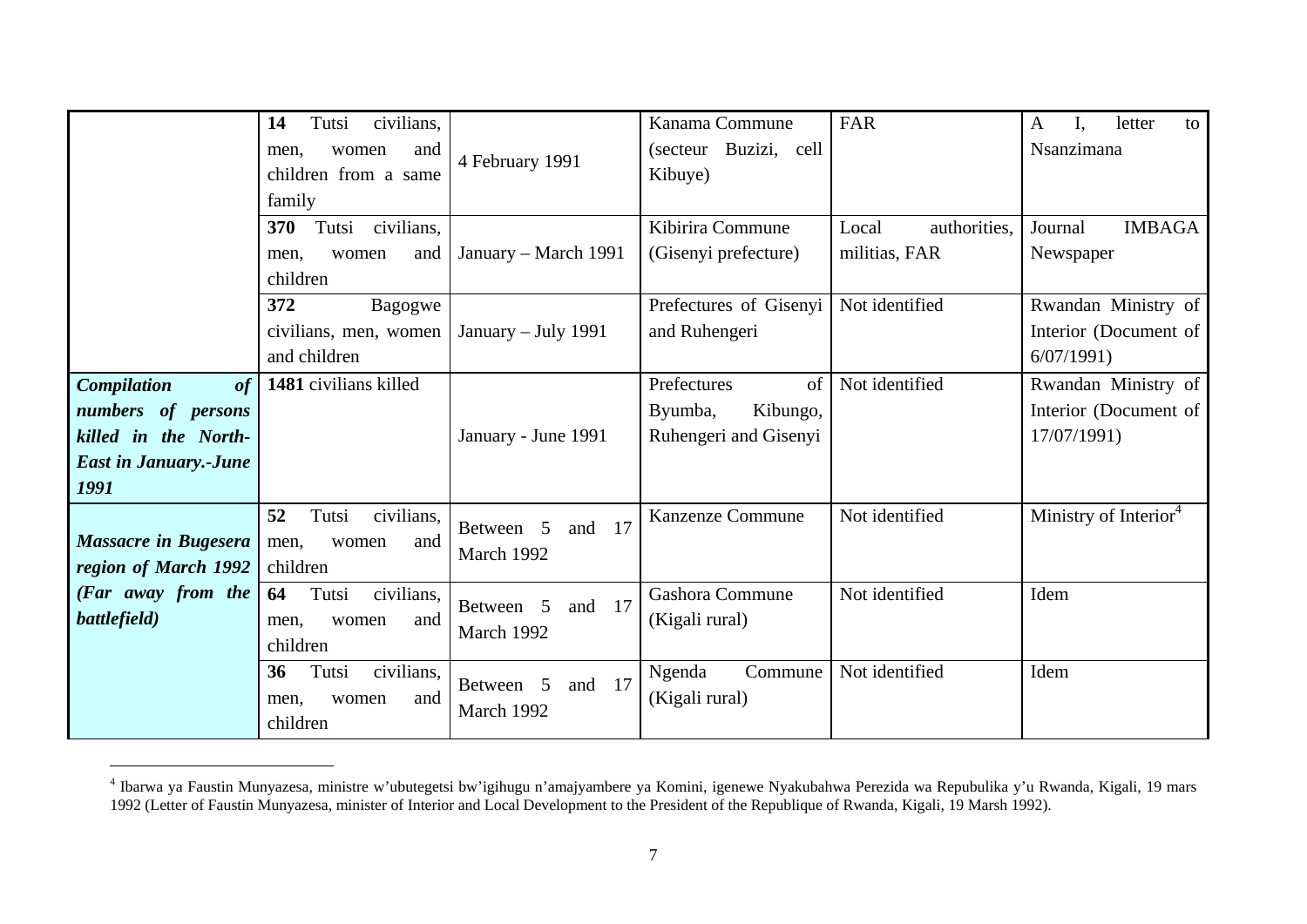| | | | | | |
|---|---|---|---|---|---|
| | **14** Tutsi civilians, men, women and children from a same family | 4 February 1991 | Kanama Commune (secteur Buzizi, cell Kibuye) | FAR | A I, letter to Nsanzimana |
| | **370** Tutsi civilians, men, women and children | January – March 1991 | Kibirira Commune (Gisenyi prefecture) | Local authorities, militias, FAR | Journal IMBAGA Newspaper |
| | **372** Bagogwe civilians, men, women and children | January – July 1991 | Prefectures of Gisenyi and Ruhengeri | Not identified | Rwandan Ministry of Interior (Document of 6/07/1991) |
| ***Compilation of numbers of persons killed in the North-East in January.-June 1991*** | **1481** civilians killed | January - June 1991 | Prefectures of Byumba, Kibungo, Ruhengeri and Gisenyi | Not identified | Rwandan Ministry of Interior (Document of 17/07/1991) |
| ***Massacre in Bugesera region of March 1992 (Far away from the battlefield)*** | **52** Tutsi civilians, men, women and children | Between 5 and 17 March 1992 | Kanzenze Commune | Not identified | Ministry of Interior[4] |
| | **64** Tutsi civilians, men, women and children | Between 5 and 17 March 1992 | Gashora Commune (Kigali rural) | Not identified | Idem |
| | **36** Tutsi civilians, men, women and children | Between 5 and 17 March 1992 | Ngenda Commune (Kigali rural) | Not identified | Idem |

[4] Ibarwa ya Faustin Munyazesa, ministre w'ubutegetsi bw'igihugu n'amajyambere ya Komini, igenewe Nyakubahwa Perezida wa Repubulika y'u Rwanda, Kigali, 19 mars 1992 (Letter of Faustin Munyazesa, minister of Interior and Local Development to the President of the Republique of Rwanda, Kigali, 19 Marsh 1992).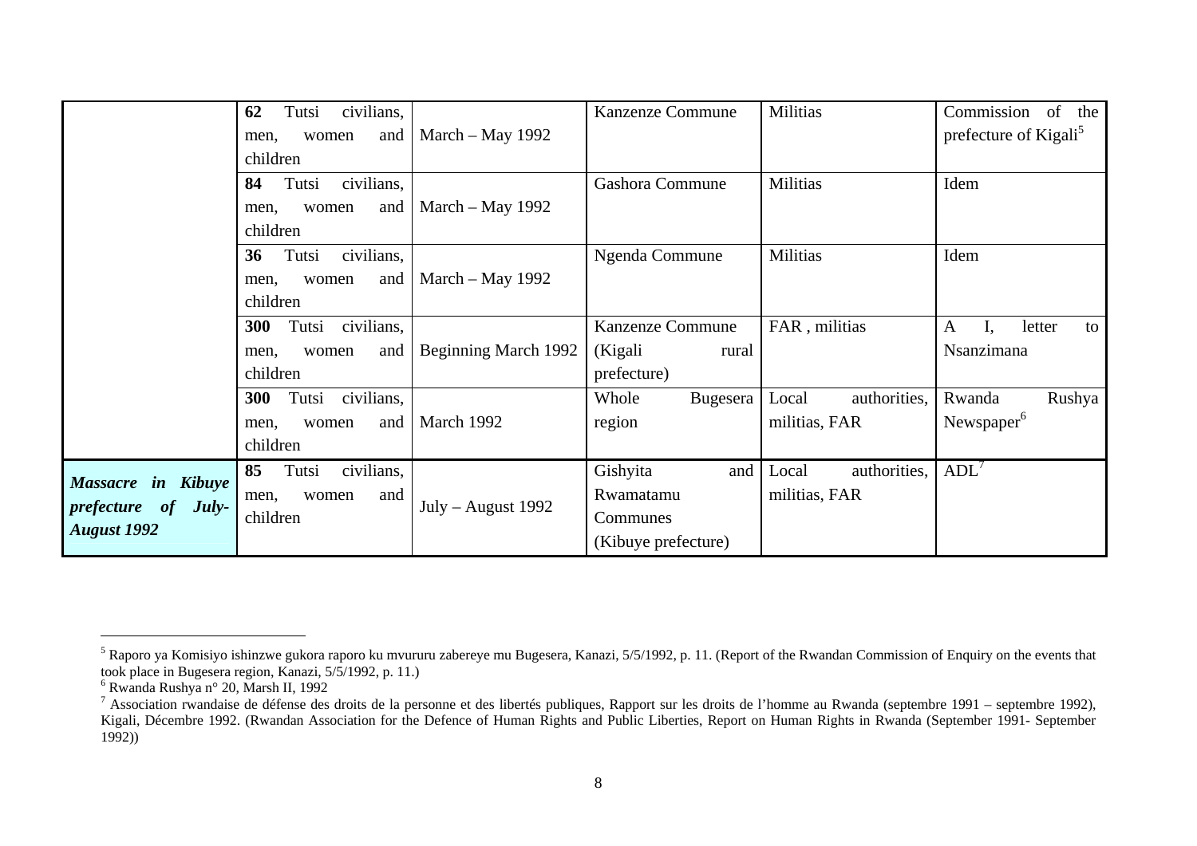| | | | | | |
|---|---|---|---|---|---|
| | **62** Tutsi civilians, men, women and children | March – May 1992 | Kanzenze Commune | Militias | Commission of the prefecture of Kigali[5] |
| | **84** Tutsi civilians, men, women and children | March – May 1992 | Gashora Commune | Militias | Idem |
| | **36** Tutsi civilians, men, women and children | March – May 1992 | Ngenda Commune | Militias | Idem |
| | **300** Tutsi civilians, men, women and children | Beginning March 1992 | Kanzenze Commune (Kigali rural prefecture) | FAR , militias | A I, letter to Nsanzimana |
| | **300** Tutsi civilians, men, women and children | March 1992 | Whole Bugesera region | Local authorities, militias, FAR | Rwanda Rushya Newspaper[6] |
| ***Massacre in Kibuye prefecture of July-August 1992*** | **85** Tutsi civilians, men, women and children | July – August 1992 | Gishyita and Rwamatamu Communes (Kibuye prefecture) | Local authorities, militias, FAR | ADL[7] |

[5] Raporo ya Komisiyo ishinzwe gukora raporo ku mvururu zabereye mu Bugesera, Kanazi, 5/5/1992, p. 11. (Report of the Rwandan Commission of Enquiry on the events that took place in Bugesera region, Kanazi, 5/5/1992, p. 11.)

[6] Rwanda Rushya n° 20, Marsh II, 1992

[7] Association rwandaise de défense des droits de la personne et des libertés publiques, Rapport sur les droits de l'homme au Rwanda (septembre 1991 – septembre 1992), Kigali, Décembre 1992. (Rwandan Association for the Defence of Human Rights and Public Liberties, Report on Human Rights in Rwanda (September 1991- September 1992))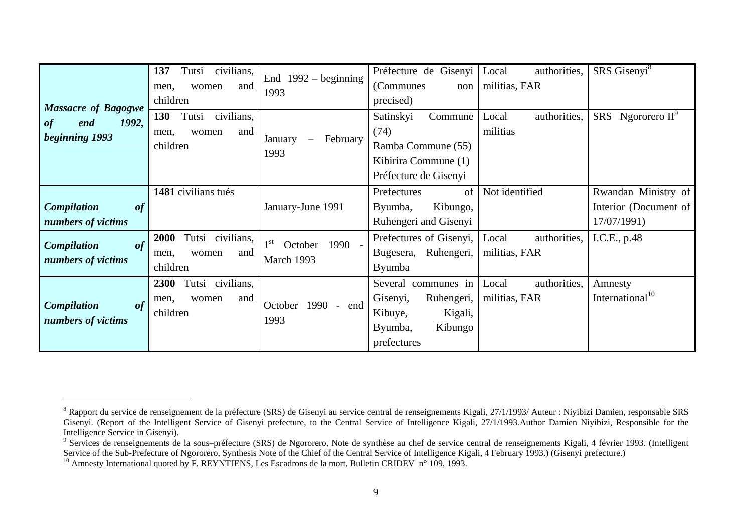| | | | | | |
|---|---|---|---|---|---|
| ***Massacre of Bagogwe of end 1992, beginning 1993*** | **137** Tutsi civilians, men, women and children | End 1992 – beginning 1993 | Préfecture de Gisenyi (Communes non precised) | Local authorities, militias, FAR | SRS Gisenyi[8] |
| | **130** Tutsi civilians, men, women and children | January – February 1993 | Satinskyi Commune (74)<br>Ramba Commune (55)<br>Kibirira Commune (1)<br>Préfecture de Gisenyi | Local authorities, militias | SRS Ngororero II[9] |
| ***Compilation of numbers of victims*** | **1481** civilians tués | January-June 1991 | Prefectures of Byumba, Kibungo, Ruhengeri and Gisenyi | Not identified | Rwandan Ministry of Interior (Document of 17/07/1991) |
| ***Compilation of numbers of victims*** | **2000** Tutsi civilians, men, women and children | 1st October 1990 - March 1993 | Prefectures of Gisenyi, Bugesera, Ruhengeri, Byumba | Local authorities, militias, FAR | I.C.E., p.48 |
| ***Compilation of numbers of victims*** | **2300** Tutsi civilians, men, women and children | October 1990 - end 1993 | Several communes in Gisenyi, Ruhengeri, Kibuye, Kigali, Byumba, Kibungo prefectures | Local authorities, militias, FAR | Amnesty International[10] |

[8] Rapport du service de renseignement de la préfecture (SRS) de Gisenyi au service central de renseignements Kigali, 27/1/1993/ Auteur : Niyibizi Damien, responsable SRS Gisenyi. (Report of the Intelligent Service of Gisenyi prefecture, to the Central Service of Intelligence Kigali, 27/1/1993.Author Damien Niyibizi, Responsible for the Intelligence Service in Gisenyi).

[9] Services de renseignements de la sous–préfecture (SRS) de Ngororero, Note de synthèse au chef de service central de renseignements Kigali, 4 février 1993. (Intelligent Service of the Sub-Prefecture of Ngororero, Synthesis Note of the Chief of the Central Service of Intelligence Kigali, 4 February 1993.) (Gisenyi prefecture.)

[10] Amnesty International quoted by F. REYNTJENS, Les Escadrons de la mort, Bulletin CRIDEV n° 109, 1993.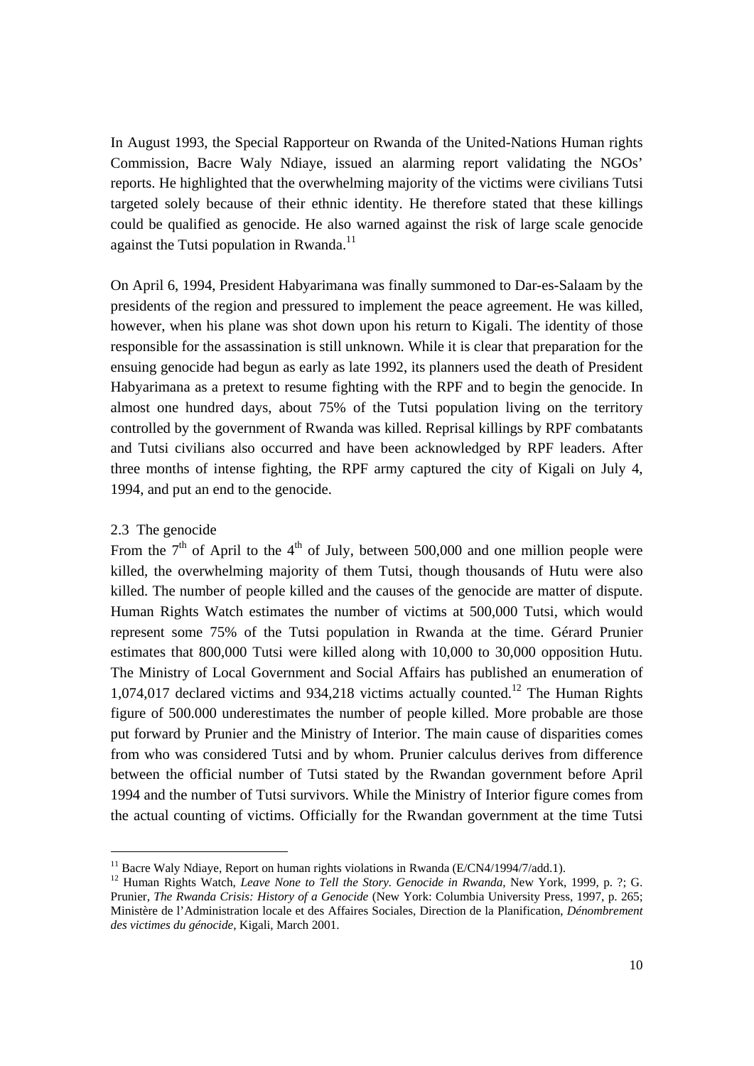In August 1993, the Special Rapporteur on Rwanda of the United-Nations Human rights Commission, Bacre Waly Ndiaye, issued an alarming report validating the NGOs' reports. He highlighted that the overwhelming majority of the victims were civilians Tutsi targeted solely because of their ethnic identity. He therefore stated that these killings could be qualified as genocide. He also warned against the risk of large scale genocide against the Tutsi population in Rwanda.[11]

On April 6, 1994, President Habyarimana was finally summoned to Dar-es-Salaam by the presidents of the region and pressured to implement the peace agreement. He was killed, however, when his plane was shot down upon his return to Kigali. The identity of those responsible for the assassination is still unknown. While it is clear that preparation for the ensuing genocide had begun as early as late 1992, its planners used the death of President Habyarimana as a pretext to resume fighting with the RPF and to begin the genocide. In almost one hundred days, about 75% of the Tutsi population living on the territory controlled by the government of Rwanda was killed. Reprisal killings by RPF combatants and Tutsi civilians also occurred and have been acknowledged by RPF leaders. After three months of intense fighting, the RPF army captured the city of Kigali on July 4, 1994, and put an end to the genocide.

### 2.3 The genocide

From the 7[th] of April to the 4[th] of July, between 500,000 and one million people were killed, the overwhelming majority of them Tutsi, though thousands of Hutu were also killed. The number of people killed and the causes of the genocide are matter of dispute. Human Rights Watch estimates the number of victims at 500,000 Tutsi, which would represent some 75% of the Tutsi population in Rwanda at the time. Gérard Prunier estimates that 800,000 Tutsi were killed along with 10,000 to 30,000 opposition Hutu. The Ministry of Local Government and Social Affairs has published an enumeration of 1,074,017 declared victims and 934,218 victims actually counted.[12] The Human Rights figure of 500.000 underestimates the number of people killed. More probable are those put forward by Prunier and the Ministry of Interior. The main cause of disparities comes from who was considered Tutsi and by whom. Prunier calculus derives from difference between the official number of Tutsi stated by the Rwandan government before April 1994 and the number of Tutsi survivors. While the Ministry of Interior figure comes from the actual counting of victims. Officially for the Rwandan government at the time Tutsi

---

[11] Bacre Waly Ndiaye, Report on human rights violations in Rwanda (E/CN4/1994/7/add.1).

[12] Human Rights Watch, *Leave None to Tell the Story. Genocide in Rwanda*, New York, 1999, p. ?; G. Prunier, *The Rwanda Crisis: History of a Genocide* (New York: Columbia University Press, 1997, p. 265; Ministère de l'Administration locale et des Affaires Sociales, Direction de la Planification, *Dénombrement des victimes du génocide*, Kigali, March 2001.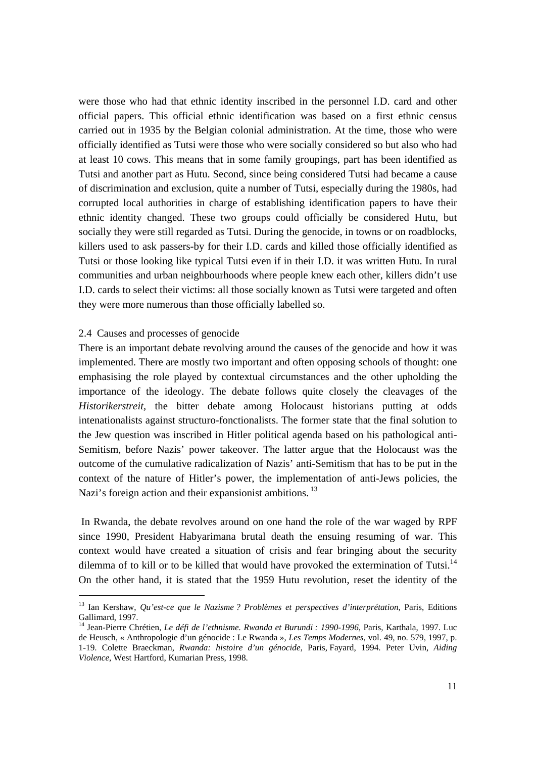were those who had that ethnic identity inscribed in the personnel I.D. card and other official papers. This official ethnic identification was based on a first ethnic census carried out in 1935 by the Belgian colonial administration. At the time, those who were officially identified as Tutsi were those who were socially considered so but also who had at least 10 cows. This means that in some family groupings, part has been identified as Tutsi and another part as Hutu. Second, since being considered Tutsi had became a cause of discrimination and exclusion, quite a number of Tutsi, especially during the 1980s, had corrupted local authorities in charge of establishing identification papers to have their ethnic identity changed. These two groups could officially be considered Hutu, but socially they were still regarded as Tutsi. During the genocide, in towns or on roadblocks, killers used to ask passers-by for their I.D. cards and killed those officially identified as Tutsi or those looking like typical Tutsi even if in their I.D. it was written Hutu. In rural communities and urban neighbourhoods where people knew each other, killers didn't use I.D. cards to select their victims: all those socially known as Tutsi were targeted and often they were more numerous than those officially labelled so.

### 2.4 Causes and processes of genocide

There is an important debate revolving around the causes of the genocide and how it was implemented. There are mostly two important and often opposing schools of thought: one emphasising the role played by contextual circumstances and the other upholding the importance of the ideology. The debate follows quite closely the cleavages of the *Historikerstreit*, the bitter debate among Holocaust historians putting at odds intenationalists against structuro-fonctionalists. The former state that the final solution to the Jew question was inscribed in Hitler political agenda based on his pathological anti-Semitism, before Nazis' power takeover. The latter argue that the Holocaust was the outcome of the cumulative radicalization of Nazis' anti-Semitism that has to be put in the context of the nature of Hitler's power, the implementation of anti-Jews policies, the Nazi's foreign action and their expansionist ambitions. [13]

In Rwanda, the debate revolves around on one hand the role of the war waged by RPF since 1990, President Habyarimana brutal death the ensuing resuming of war. This context would have created a situation of crisis and fear bringing about the security dilemma of to kill or to be killed that would have provoked the extermination of Tutsi.[14] On the other hand, it is stated that the 1959 Hutu revolution, reset the identity of the

---

[13] Ian Kershaw, *Qu'est-ce que le Nazisme ? Problèmes et perspectives d'interprétation*, Paris, Editions Gallimard, 1997.

[14] Jean-Pierre Chrétien, *Le défi de l'ethnisme. Rwanda et Burundi : 1990-1996*, Paris, Karthala, 1997. Luc de Heusch, « Anthropologie d'un génocide : Le Rwanda », *Les Temps Modernes*, vol. 49, no. 579, 1997, p. 1-19. Colette Braeckman, *Rwanda: histoire d'un génocide*, Paris, Fayard, 1994. Peter Uvin, *Aiding Violence*, West Hartford, Kumarian Press, 1998.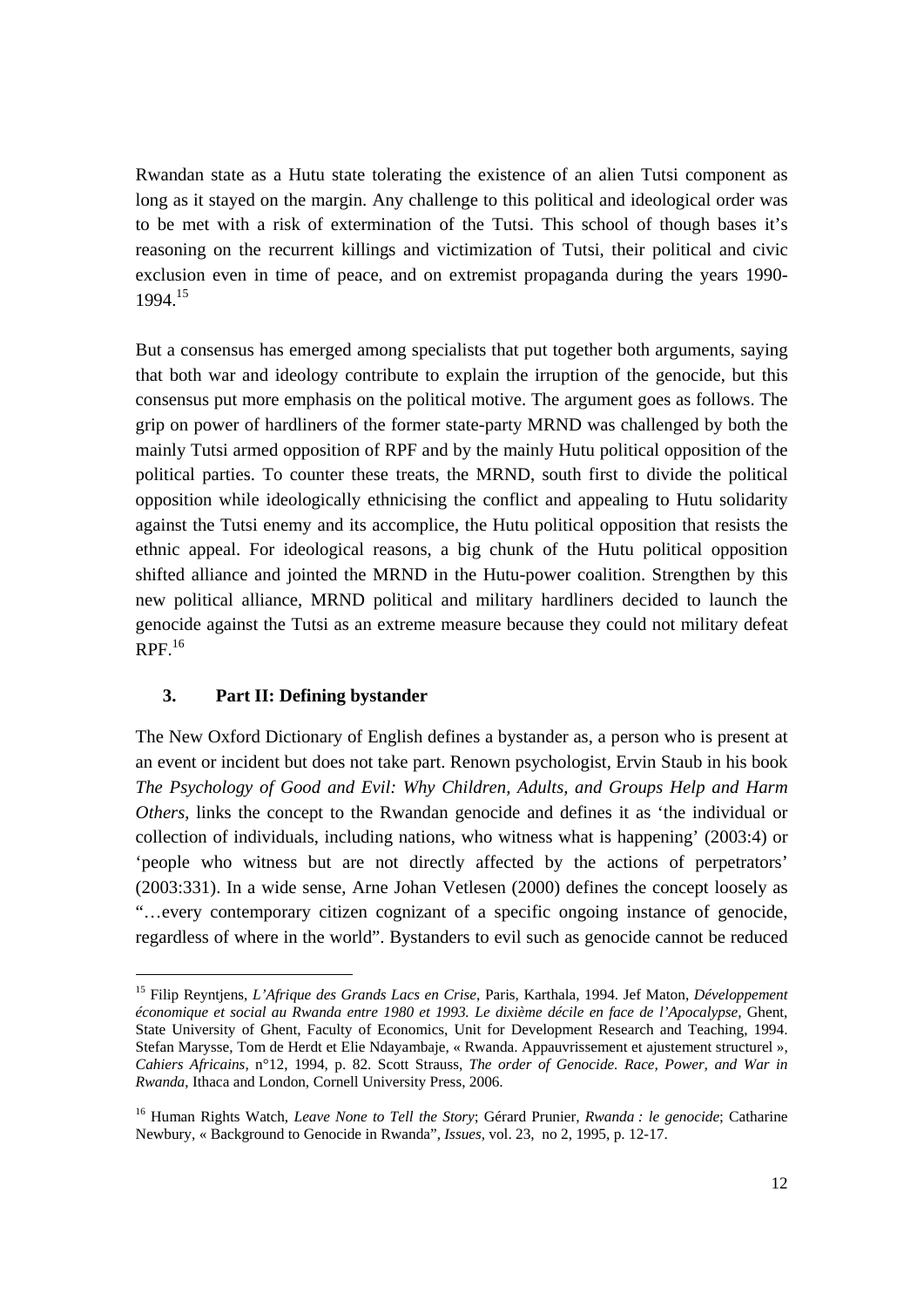Rwandan state as a Hutu state tolerating the existence of an alien Tutsi component as long as it stayed on the margin. Any challenge to this political and ideological order was to be met with a risk of extermination of the Tutsi. This school of though bases it's reasoning on the recurrent killings and victimization of Tutsi, their political and civic exclusion even in time of peace, and on extremist propaganda during the years 1990-1994.[15]

But a consensus has emerged among specialists that put together both arguments, saying that both war and ideology contribute to explain the irruption of the genocide, but this consensus put more emphasis on the political motive. The argument goes as follows. The grip on power of hardliners of the former state-party MRND was challenged by both the mainly Tutsi armed opposition of RPF and by the mainly Hutu political opposition of the political parties. To counter these treats, the MRND, south first to divide the political opposition while ideologically ethnicising the conflict and appealing to Hutu solidarity against the Tutsi enemy and its accomplice, the Hutu political opposition that resists the ethnic appeal. For ideological reasons, a big chunk of the Hutu political opposition shifted alliance and jointed the MRND in the Hutu-power coalition. Strengthen by this new political alliance, MRND political and military hardliners decided to launch the genocide against the Tutsi as an extreme measure because they could not military defeat RPF.[16]

## 3. Part II: Defining bystander

The New Oxford Dictionary of English defines a bystander as, a person who is present at an event or incident but does not take part. Renown psychologist, Ervin Staub in his book *The Psychology of Good and Evil: Why Children, Adults, and Groups Help and Harm Others*, links the concept to the Rwandan genocide and defines it as 'the individual or collection of individuals, including nations, who witness what is happening' (2003:4) or 'people who witness but are not directly affected by the actions of perpetrators' (2003:331). In a wide sense, Arne Johan Vetlesen (2000) defines the concept loosely as "…every contemporary citizen cognizant of a specific ongoing instance of genocide, regardless of where in the world". Bystanders to evil such as genocide cannot be reduced

---

[15] Filip Reyntjens, *L'Afrique des Grands Lacs en Crise*, Paris, Karthala, 1994. Jef Maton, *Développement économique et social au Rwanda entre 1980 et 1993. Le dixième décile en face de l'Apocalypse*, Ghent, State University of Ghent, Faculty of Economics, Unit for Development Research and Teaching, 1994. Stefan Marysse, Tom de Herdt et Elie Ndayambaje, « Rwanda. Appauvrissement et ajustement structurel », *Cahiers Africains*, n°12, 1994, p. 82. Scott Strauss, *The order of Genocide. Race, Power, and War in Rwanda*, Ithaca and London, Cornell University Press, 2006.

[16] Human Rights Watch, *Leave None to Tell the Story*; Gérard Prunier, *Rwanda : le genocide*; Catharine Newbury, « Background to Genocide in Rwanda", *Issues*, vol. 23, no 2, 1995, p. 12-17.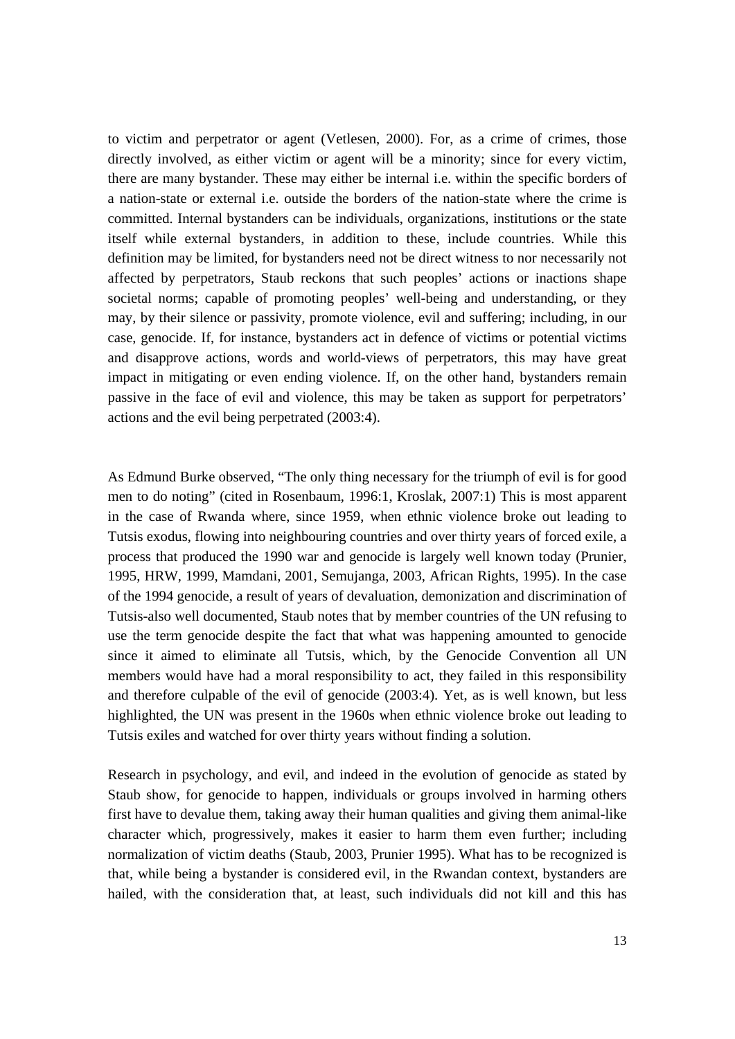to victim and perpetrator or agent (Vetlesen, 2000). For, as a crime of crimes, those directly involved, as either victim or agent will be a minority; since for every victim, there are many bystander. These may either be internal i.e. within the specific borders of a nation-state or external i.e. outside the borders of the nation-state where the crime is committed. Internal bystanders can be individuals, organizations, institutions or the state itself while external bystanders, in addition to these, include countries. While this definition may be limited, for bystanders need not be direct witness to nor necessarily not affected by perpetrators, Staub reckons that such peoples' actions or inactions shape societal norms; capable of promoting peoples' well-being and understanding, or they may, by their silence or passivity, promote violence, evil and suffering; including, in our case, genocide. If, for instance, bystanders act in defence of victims or potential victims and disapprove actions, words and world-views of perpetrators, this may have great impact in mitigating or even ending violence. If, on the other hand, bystanders remain passive in the face of evil and violence, this may be taken as support for perpetrators' actions and the evil being perpetrated (2003:4).

As Edmund Burke observed, "The only thing necessary for the triumph of evil is for good men to do noting" (cited in Rosenbaum, 1996:1, Kroslak, 2007:1) This is most apparent in the case of Rwanda where, since 1959, when ethnic violence broke out leading to Tutsis exodus, flowing into neighbouring countries and over thirty years of forced exile, a process that produced the 1990 war and genocide is largely well known today (Prunier, 1995, HRW, 1999, Mamdani, 2001, Semujanga, 2003, African Rights, 1995). In the case of the 1994 genocide, a result of years of devaluation, demonization and discrimination of Tutsis-also well documented, Staub notes that by member countries of the UN refusing to use the term genocide despite the fact that what was happening amounted to genocide since it aimed to eliminate all Tutsis, which, by the Genocide Convention all UN members would have had a moral responsibility to act, they failed in this responsibility and therefore culpable of the evil of genocide (2003:4). Yet, as is well known, but less highlighted, the UN was present in the 1960s when ethnic violence broke out leading to Tutsis exiles and watched for over thirty years without finding a solution.

Research in psychology, and evil, and indeed in the evolution of genocide as stated by Staub show, for genocide to happen, individuals or groups involved in harming others first have to devalue them, taking away their human qualities and giving them animal-like character which, progressively, makes it easier to harm them even further; including normalization of victim deaths (Staub, 2003, Prunier 1995). What has to be recognized is that, while being a bystander is considered evil, in the Rwandan context, bystanders are hailed, with the consideration that, at least, such individuals did not kill and this has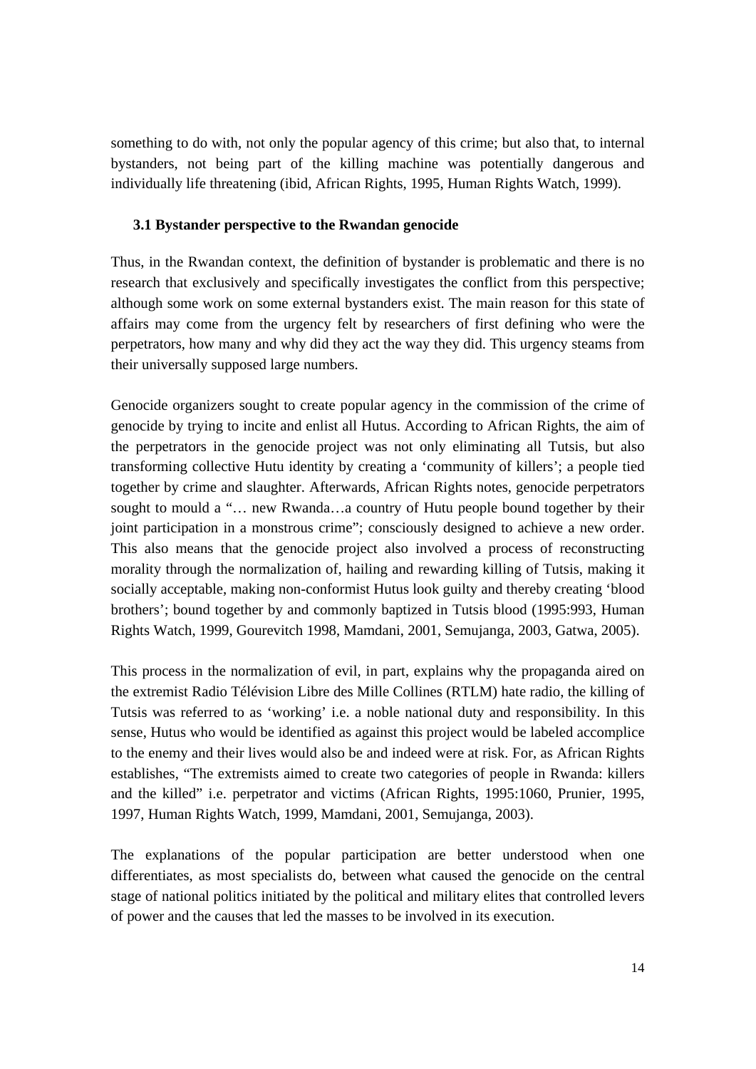something to do with, not only the popular agency of this crime; but also that, to internal bystanders, not being part of the killing machine was potentially dangerous and individually life threatening (ibid, African Rights, 1995, Human Rights Watch, 1999).

### 3.1 Bystander perspective to the Rwandan genocide

Thus, in the Rwandan context, the definition of bystander is problematic and there is no research that exclusively and specifically investigates the conflict from this perspective; although some work on some external bystanders exist. The main reason for this state of affairs may come from the urgency felt by researchers of first defining who were the perpetrators, how many and why did they act the way they did. This urgency steams from their universally supposed large numbers.

Genocide organizers sought to create popular agency in the commission of the crime of genocide by trying to incite and enlist all Hutus. According to African Rights, the aim of the perpetrators in the genocide project was not only eliminating all Tutsis, but also transforming collective Hutu identity by creating a 'community of killers'; a people tied together by crime and slaughter. Afterwards, African Rights notes, genocide perpetrators sought to mould a "… new Rwanda…a country of Hutu people bound together by their joint participation in a monstrous crime"; consciously designed to achieve a new order. This also means that the genocide project also involved a process of reconstructing morality through the normalization of, hailing and rewarding killing of Tutsis, making it socially acceptable, making non-conformist Hutus look guilty and thereby creating 'blood brothers'; bound together by and commonly baptized in Tutsis blood (1995:993, Human Rights Watch, 1999, Gourevitch 1998, Mamdani, 2001, Semujanga, 2003, Gatwa, 2005).

This process in the normalization of evil, in part, explains why the propaganda aired on the extremist Radio Télévision Libre des Mille Collines (RTLM) hate radio, the killing of Tutsis was referred to as 'working' i.e. a noble national duty and responsibility. In this sense, Hutus who would be identified as against this project would be labeled accomplice to the enemy and their lives would also be and indeed were at risk. For, as African Rights establishes, "The extremists aimed to create two categories of people in Rwanda: killers and the killed" i.e. perpetrator and victims (African Rights, 1995:1060, Prunier, 1995, 1997, Human Rights Watch, 1999, Mamdani, 2001, Semujanga, 2003).

The explanations of the popular participation are better understood when one differentiates, as most specialists do, between what caused the genocide on the central stage of national politics initiated by the political and military elites that controlled levers of power and the causes that led the masses to be involved in its execution.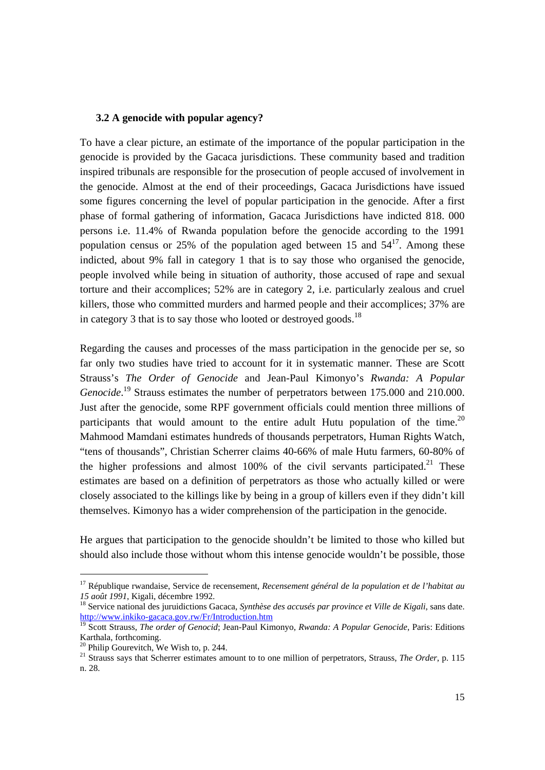### 3.2 A genocide with popular agency?

To have a clear picture, an estimate of the importance of the popular participation in the genocide is provided by the Gacaca jurisdictions. These community based and tradition inspired tribunals are responsible for the prosecution of people accused of involvement in the genocide. Almost at the end of their proceedings, Gacaca Jurisdictions have issued some figures concerning the level of popular participation in the genocide. After a first phase of formal gathering of information, Gacaca Jurisdictions have indicted 818. 000 persons i.e. 11.4% of Rwanda population before the genocide according to the 1991 population census or 25% of the population aged between 15 and 54[17]. Among these indicted, about 9% fall in category 1 that is to say those who organised the genocide, people involved while being in situation of authority, those accused of rape and sexual torture and their accomplices; 52% are in category 2, i.e. particularly zealous and cruel killers, those who committed murders and harmed people and their accomplices; 37% are in category 3 that is to say those who looted or destroyed goods.[18]

Regarding the causes and processes of the mass participation in the genocide per se, so far only two studies have tried to account for it in systematic manner. These are Scott Strauss's *The Order of Genocide* and Jean-Paul Kimonyo's *Rwanda: A Popular Genocide*.[19] Strauss estimates the number of perpetrators between 175.000 and 210.000. Just after the genocide, some RPF government officials could mention three millions of participants that would amount to the entire adult Hutu population of the time.[20] Mahmood Mamdani estimates hundreds of thousands perpetrators, Human Rights Watch, "tens of thousands", Christian Scherrer claims 40-66% of male Hutu farmers, 60-80% of the higher professions and almost 100% of the civil servants participated.[21] These estimates are based on a definition of perpetrators as those who actually killed or were closely associated to the killings like by being in a group of killers even if they didn't kill themselves. Kimonyo has a wider comprehension of the participation in the genocide.

He argues that participation to the genocide shouldn't be limited to those who killed but should also include those without whom this intense genocide wouldn't be possible, those

---

[17] République rwandaise, Service de recensement, *Recensement général de la population et de l'habitat au 15 août 1991*, Kigali, décembre 1992.

[18] Service national des juruidictions Gacaca, *Synthèse des accusés par province et Ville de Kigali*, sans date. http://www.inkiko-gacaca.gov.rw/Fr/Introduction.htm

[19] Scott Strauss, *The order of Genocid*; Jean-Paul Kimonyo, *Rwanda: A Popular Genocide*, Paris: Editions Karthala, forthcoming.

[20] Philip Gourevitch, We Wish to, p. 244.

[21] Strauss says that Scherrer estimates amount to to one million of perpetrators, Strauss, *The Order*, p. 115 n. 28.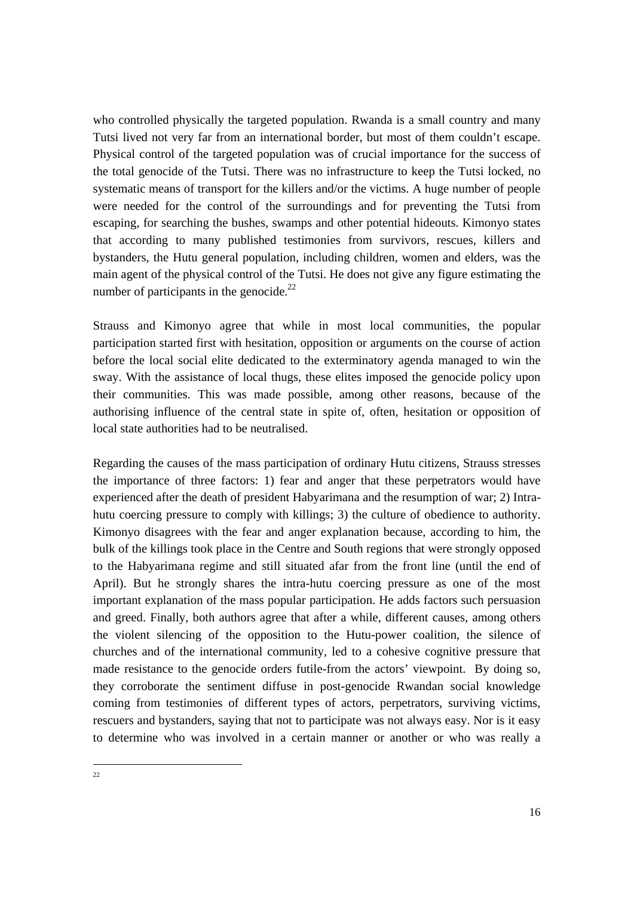who controlled physically the targeted population. Rwanda is a small country and many Tutsi lived not very far from an international border, but most of them couldn't escape. Physical control of the targeted population was of crucial importance for the success of the total genocide of the Tutsi. There was no infrastructure to keep the Tutsi locked, no systematic means of transport for the killers and/or the victims. A huge number of people were needed for the control of the surroundings and for preventing the Tutsi from escaping, for searching the bushes, swamps and other potential hideouts. Kimonyo states that according to many published testimonies from survivors, rescues, killers and bystanders, the Hutu general population, including children, women and elders, was the main agent of the physical control of the Tutsi. He does not give any figure estimating the number of participants in the genocide.[22]

Strauss and Kimonyo agree that while in most local communities, the popular participation started first with hesitation, opposition or arguments on the course of action before the local social elite dedicated to the exterminatory agenda managed to win the sway. With the assistance of local thugs, these elites imposed the genocide policy upon their communities. This was made possible, among other reasons, because of the authorising influence of the central state in spite of, often, hesitation or opposition of local state authorities had to be neutralised.

Regarding the causes of the mass participation of ordinary Hutu citizens, Strauss stresses the importance of three factors: 1) fear and anger that these perpetrators would have experienced after the death of president Habyarimana and the resumption of war; 2) Intra-hutu coercing pressure to comply with killings; 3) the culture of obedience to authority. Kimonyo disagrees with the fear and anger explanation because, according to him, the bulk of the killings took place in the Centre and South regions that were strongly opposed to the Habyarimana regime and still situated afar from the front line (until the end of April). But he strongly shares the intra-hutu coercing pressure as one of the most important explanation of the mass popular participation. He adds factors such persuasion and greed. Finally, both authors agree that after a while, different causes, among others the violent silencing of the opposition to the Hutu-power coalition, the silence of churches and of the international community, led to a cohesive cognitive pressure that made resistance to the genocide orders futile-from the actors' viewpoint. By doing so, they corroborate the sentiment diffuse in post-genocide Rwandan social knowledge coming from testimonies of different types of actors, perpetrators, surviving victims, rescuers and bystanders, saying that not to participate was not always easy. Nor is it easy to determine who was involved in a certain manner or another or who was really a

---

22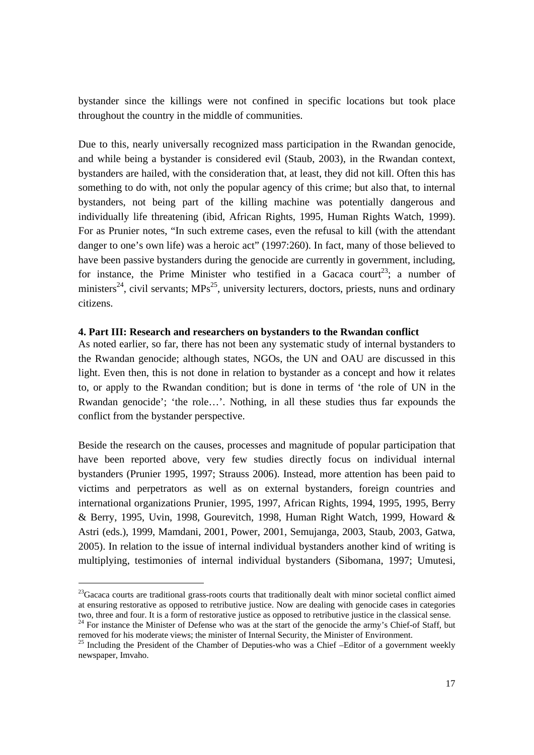bystander since the killings were not confined in specific locations but took place throughout the country in the middle of communities.

Due to this, nearly universally recognized mass participation in the Rwandan genocide, and while being a bystander is considered evil (Staub, 2003), in the Rwandan context, bystanders are hailed, with the consideration that, at least, they did not kill. Often this has something to do with, not only the popular agency of this crime; but also that, to internal bystanders, not being part of the killing machine was potentially dangerous and individually life threatening (ibid, African Rights, 1995, Human Rights Watch, 1999). For as Prunier notes, "In such extreme cases, even the refusal to kill (with the attendant danger to one's own life) was a heroic act" (1997:260). In fact, many of those believed to have been passive bystanders during the genocide are currently in government, including, for instance, the Prime Minister who testified in a Gacaca court[23]; a number of ministers[24], civil servants; MPs[25], university lecturers, doctors, priests, nuns and ordinary citizens.

**4. Part III: Research and researchers on bystanders to the Rwandan conflict**

As noted earlier, so far, there has not been any systematic study of internal bystanders to the Rwandan genocide; although states, NGOs, the UN and OAU are discussed in this light. Even then, this is not done in relation to bystander as a concept and how it relates to, or apply to the Rwandan condition; but is done in terms of 'the role of UN in the Rwandan genocide'; 'the role…'. Nothing, in all these studies thus far expounds the conflict from the bystander perspective.

Beside the research on the causes, processes and magnitude of popular participation that have been reported above, very few studies directly focus on individual internal bystanders (Prunier 1995, 1997; Strauss 2006). Instead, more attention has been paid to victims and perpetrators as well as on external bystanders, foreign countries and international organizations Prunier, 1995, 1997, African Rights, 1994, 1995, 1995, Berry & Berry, 1995, Uvin, 1998, Gourevitch, 1998, Human Right Watch, 1999, Howard & Astri (eds.), 1999, Mamdani, 2001, Power, 2001, Semujanga, 2003, Staub, 2003, Gatwa, 2005). In relation to the issue of internal individual bystanders another kind of writing is multiplying, testimonies of internal individual bystanders (Sibomana, 1997; Umutesi,

---

[23]Gacaca courts are traditional grass-roots courts that traditionally dealt with minor societal conflict aimed at ensuring restorative as opposed to retributive justice. Now are dealing with genocide cases in categories two, three and four. It is a form of restorative justice as opposed to retributive justice in the classical sense.

[24] For instance the Minister of Defense who was at the start of the genocide the army's Chief-of Staff, but removed for his moderate views; the minister of Internal Security, the Minister of Environment.

[25] Including the President of the Chamber of Deputies-who was a Chief –Editor of a government weekly newspaper, Imvaho.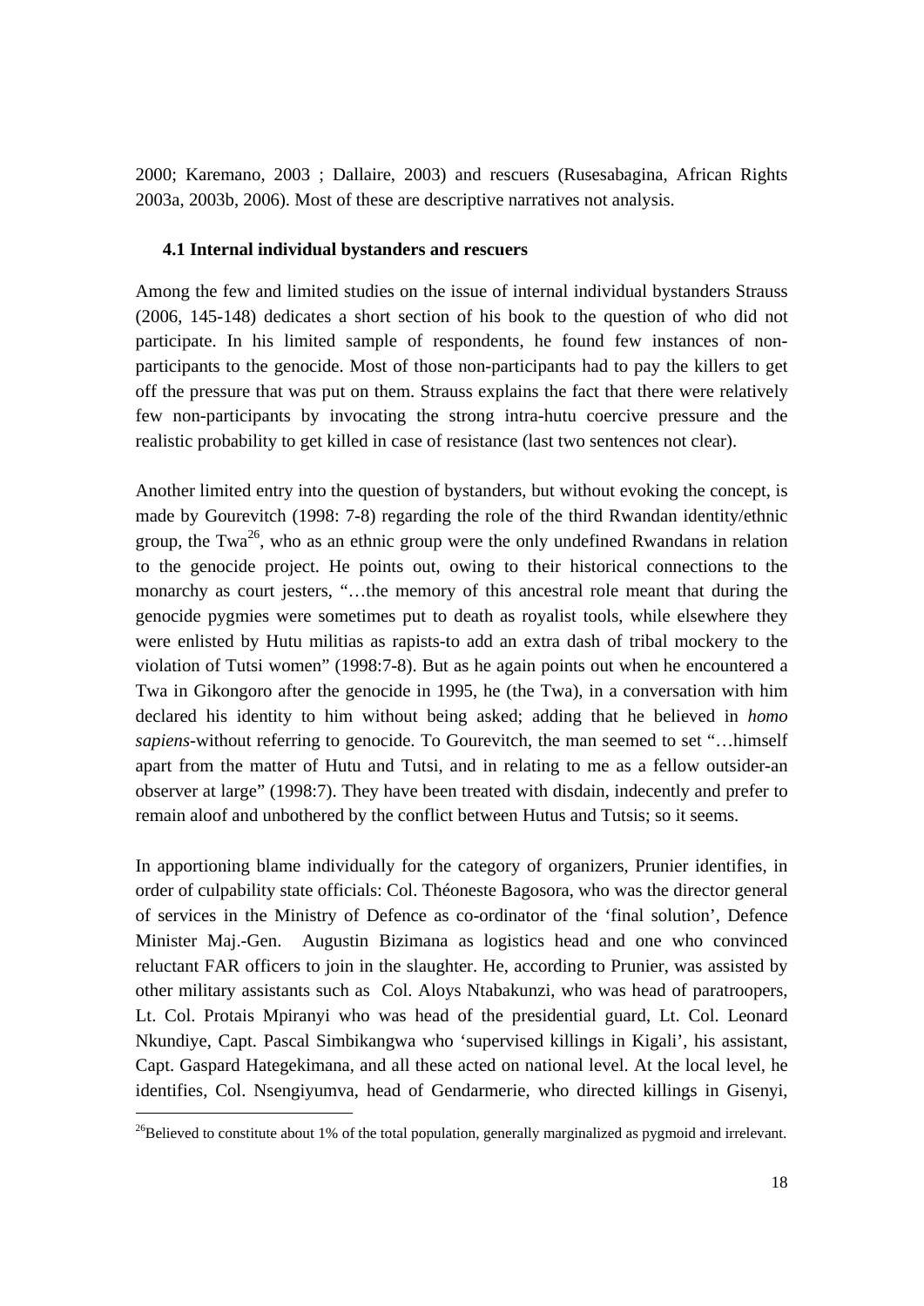2000; Karemano, 2003 ; Dallaire, 2003) and rescuers (Rusesabagina, African Rights 2003a, 2003b, 2006). Most of these are descriptive narratives not analysis.

### 4.1 Internal individual bystanders and rescuers

Among the few and limited studies on the issue of internal individual bystanders Strauss (2006, 145-148) dedicates a short section of his book to the question of who did not participate. In his limited sample of respondents, he found few instances of non-participants to the genocide. Most of those non-participants had to pay the killers to get off the pressure that was put on them. Strauss explains the fact that there were relatively few non-participants by invocating the strong intra-hutu coercive pressure and the realistic probability to get killed in case of resistance (last two sentences not clear).

Another limited entry into the question of bystanders, but without evoking the concept, is made by Gourevitch (1998: 7-8) regarding the role of the third Rwandan identity/ethnic group, the Twa[26], who as an ethnic group were the only undefined Rwandans in relation to the genocide project. He points out, owing to their historical connections to the monarchy as court jesters, "…the memory of this ancestral role meant that during the genocide pygmies were sometimes put to death as royalist tools, while elsewhere they were enlisted by Hutu militias as rapists-to add an extra dash of tribal mockery to the violation of Tutsi women" (1998:7-8). But as he again points out when he encountered a Twa in Gikongoro after the genocide in 1995, he (the Twa), in a conversation with him declared his identity to him without being asked; adding that he believed in *homo sapiens*-without referring to genocide. To Gourevitch, the man seemed to set "…himself apart from the matter of Hutu and Tutsi, and in relating to me as a fellow outsider-an observer at large" (1998:7). They have been treated with disdain, indecently and prefer to remain aloof and unbothered by the conflict between Hutus and Tutsis; so it seems.

In apportioning blame individually for the category of organizers, Prunier identifies, in order of culpability state officials: Col. Théoneste Bagosora, who was the director general of services in the Ministry of Defence as co-ordinator of the 'final solution', Defence Minister Maj.-Gen. Augustin Bizimana as logistics head and one who convinced reluctant FAR officers to join in the slaughter. He, according to Prunier, was assisted by other military assistants such as Col. Aloys Ntabakunzi, who was head of paratroopers, Lt. Col. Protais Mpiranyi who was head of the presidential guard, Lt. Col. Leonard Nkundiye, Capt. Pascal Simbikangwa who 'supervised killings in Kigali', his assistant, Capt. Gaspard Hategekimana, and all these acted on national level. At the local level, he identifies, Col. Nsengiyumva, head of Gendarmerie, who directed killings in Gisenyi,

[26]Believed to constitute about 1% of the total population, generally marginalized as pygmoid and irrelevant.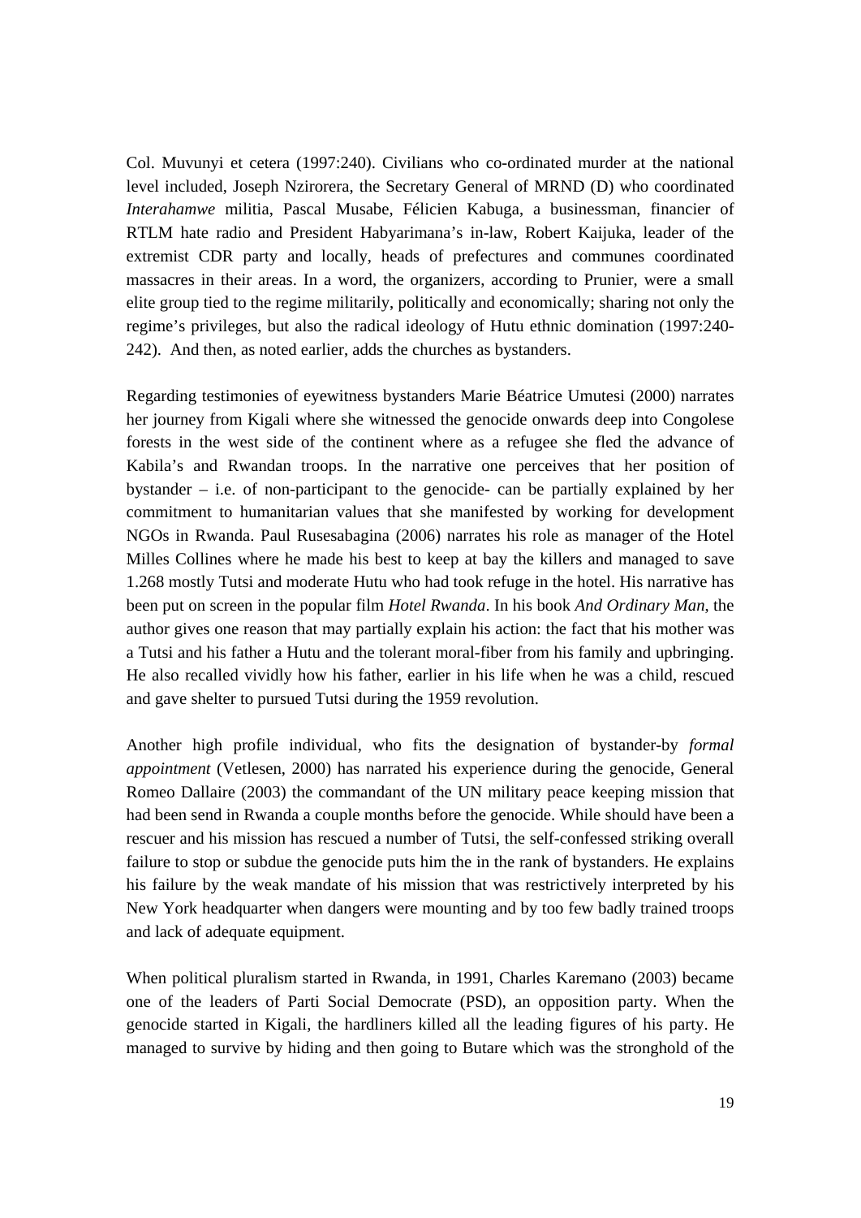Col. Muvunyi et cetera (1997:240). Civilians who co-ordinated murder at the national level included, Joseph Nzirorera, the Secretary General of MRND (D) who coordinated *Interahamwe* militia, Pascal Musabe, Félicien Kabuga, a businessman, financier of RTLM hate radio and President Habyarimana's in-law, Robert Kaijuka, leader of the extremist CDR party and locally, heads of prefectures and communes coordinated massacres in their areas. In a word, the organizers, according to Prunier, were a small elite group tied to the regime militarily, politically and economically; sharing not only the regime's privileges, but also the radical ideology of Hutu ethnic domination (1997:240-242). And then, as noted earlier, adds the churches as bystanders.

Regarding testimonies of eyewitness bystanders Marie Béatrice Umutesi (2000) narrates her journey from Kigali where she witnessed the genocide onwards deep into Congolese forests in the west side of the continent where as a refugee she fled the advance of Kabila's and Rwandan troops. In the narrative one perceives that her position of bystander – i.e. of non-participant to the genocide- can be partially explained by her commitment to humanitarian values that she manifested by working for development NGOs in Rwanda. Paul Rusesabagina (2006) narrates his role as manager of the Hotel Milles Collines where he made his best to keep at bay the killers and managed to save 1.268 mostly Tutsi and moderate Hutu who had took refuge in the hotel. His narrative has been put on screen in the popular film *Hotel Rwanda*. In his book *And Ordinary Man*, the author gives one reason that may partially explain his action: the fact that his mother was a Tutsi and his father a Hutu and the tolerant moral-fiber from his family and upbringing. He also recalled vividly how his father, earlier in his life when he was a child, rescued and gave shelter to pursued Tutsi during the 1959 revolution.

Another high profile individual, who fits the designation of bystander-by *formal appointment* (Vetlesen, 2000) has narrated his experience during the genocide, General Romeo Dallaire (2003) the commandant of the UN military peace keeping mission that had been send in Rwanda a couple months before the genocide. While should have been a rescuer and his mission has rescued a number of Tutsi, the self-confessed striking overall failure to stop or subdue the genocide puts him the in the rank of bystanders. He explains his failure by the weak mandate of his mission that was restrictively interpreted by his New York headquarter when dangers were mounting and by too few badly trained troops and lack of adequate equipment.

When political pluralism started in Rwanda, in 1991, Charles Karemano (2003) became one of the leaders of Parti Social Democrate (PSD), an opposition party. When the genocide started in Kigali, the hardliners killed all the leading figures of his party. He managed to survive by hiding and then going to Butare which was the stronghold of the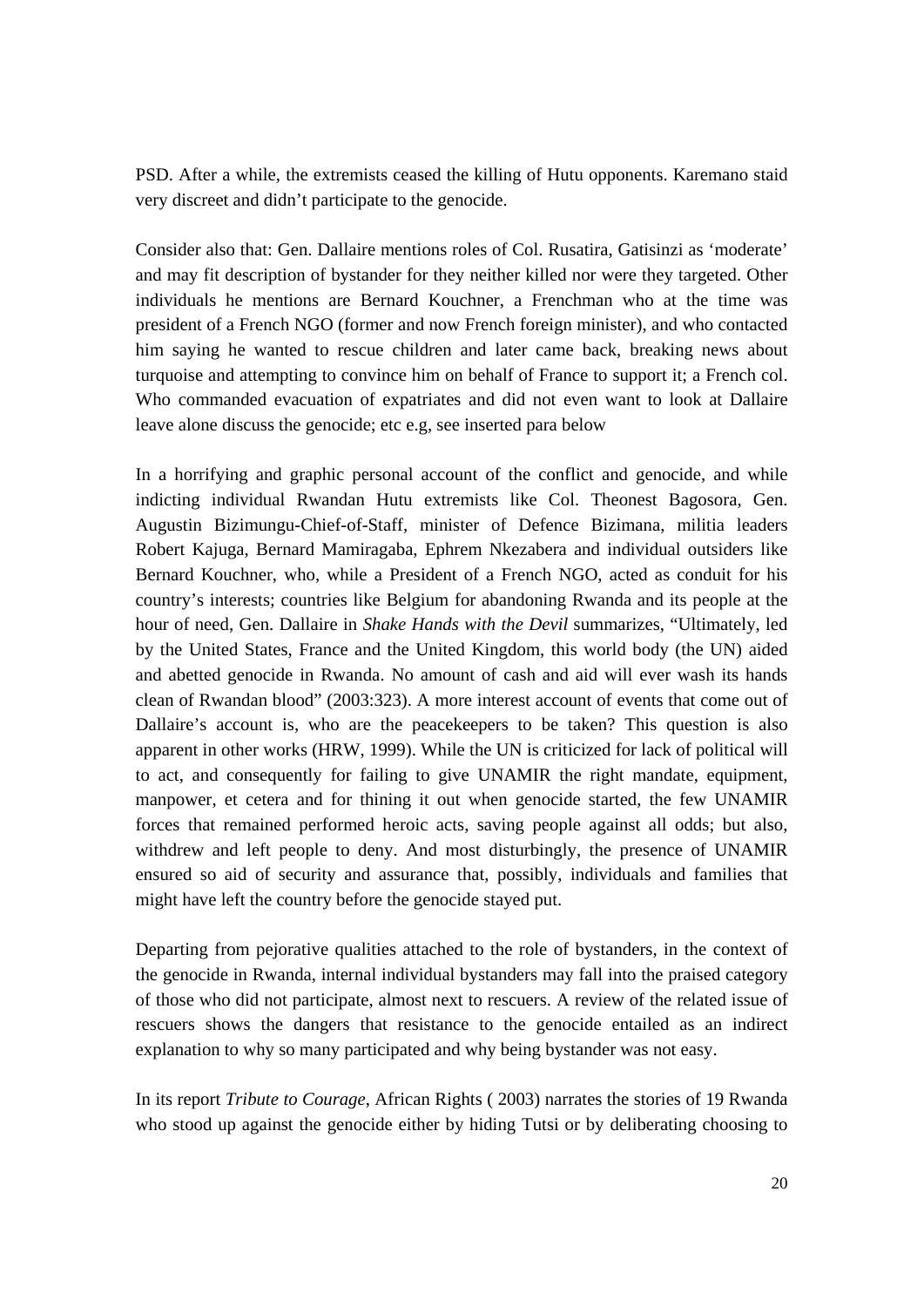PSD. After a while, the extremists ceased the killing of Hutu opponents. Karemano staid very discreet and didn't participate to the genocide.

Consider also that: Gen. Dallaire mentions roles of Col. Rusatira, Gatisinzi as 'moderate' and may fit description of bystander for they neither killed nor were they targeted. Other individuals he mentions are Bernard Kouchner, a Frenchman who at the time was president of a French NGO (former and now French foreign minister), and who contacted him saying he wanted to rescue children and later came back, breaking news about turquoise and attempting to convince him on behalf of France to support it; a French col. Who commanded evacuation of expatriates and did not even want to look at Dallaire leave alone discuss the genocide; etc e.g, see inserted para below

In a horrifying and graphic personal account of the conflict and genocide, and while indicting individual Rwandan Hutu extremists like Col. Theonest Bagosora, Gen. Augustin Bizimungu-Chief-of-Staff, minister of Defence Bizimana, militia leaders Robert Kajuga, Bernard Mamiragaba, Ephrem Nkezabera and individual outsiders like Bernard Kouchner, who, while a President of a French NGO, acted as conduit for his country's interests; countries like Belgium for abandoning Rwanda and its people at the hour of need, Gen. Dallaire in *Shake Hands with the Devil* summarizes, "Ultimately, led by the United States, France and the United Kingdom, this world body (the UN) aided and abetted genocide in Rwanda. No amount of cash and aid will ever wash its hands clean of Rwandan blood" (2003:323). A more interest account of events that come out of Dallaire's account is, who are the peacekeepers to be taken? This question is also apparent in other works (HRW, 1999). While the UN is criticized for lack of political will to act, and consequently for failing to give UNAMIR the right mandate, equipment, manpower, et cetera and for thining it out when genocide started, the few UNAMIR forces that remained performed heroic acts, saving people against all odds; but also, withdrew and left people to deny. And most disturbingly, the presence of UNAMIR ensured so aid of security and assurance that, possibly, individuals and families that might have left the country before the genocide stayed put.

Departing from pejorative qualities attached to the role of bystanders, in the context of the genocide in Rwanda, internal individual bystanders may fall into the praised category of those who did not participate, almost next to rescuers. A review of the related issue of rescuers shows the dangers that resistance to the genocide entailed as an indirect explanation to why so many participated and why being bystander was not easy.

In its report *Tribute to Courage*, African Rights ( 2003) narrates the stories of 19 Rwanda who stood up against the genocide either by hiding Tutsi or by deliberating choosing to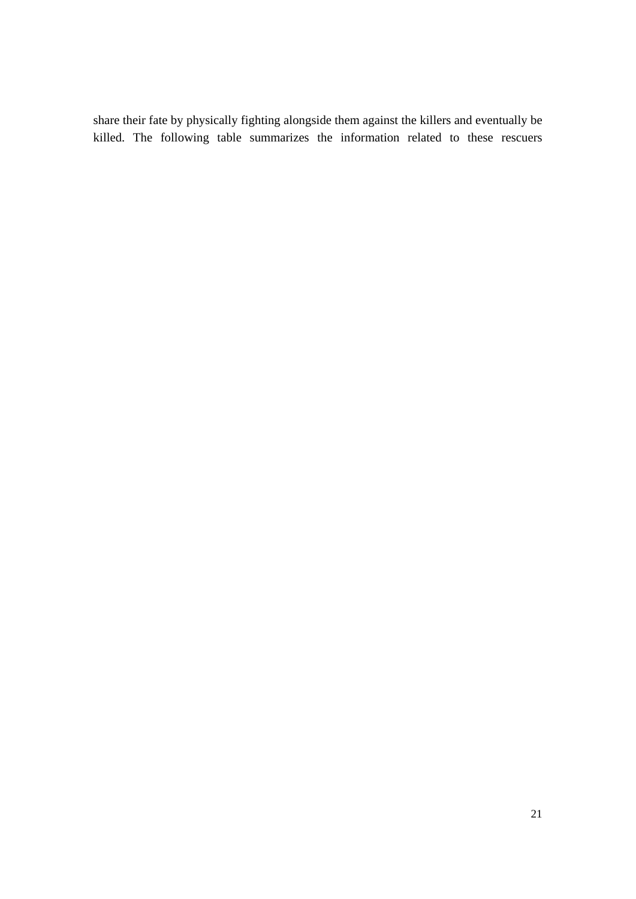share their fate by physically fighting alongside them against the killers and eventually be killed. The following table summarizes the information related to these rescuers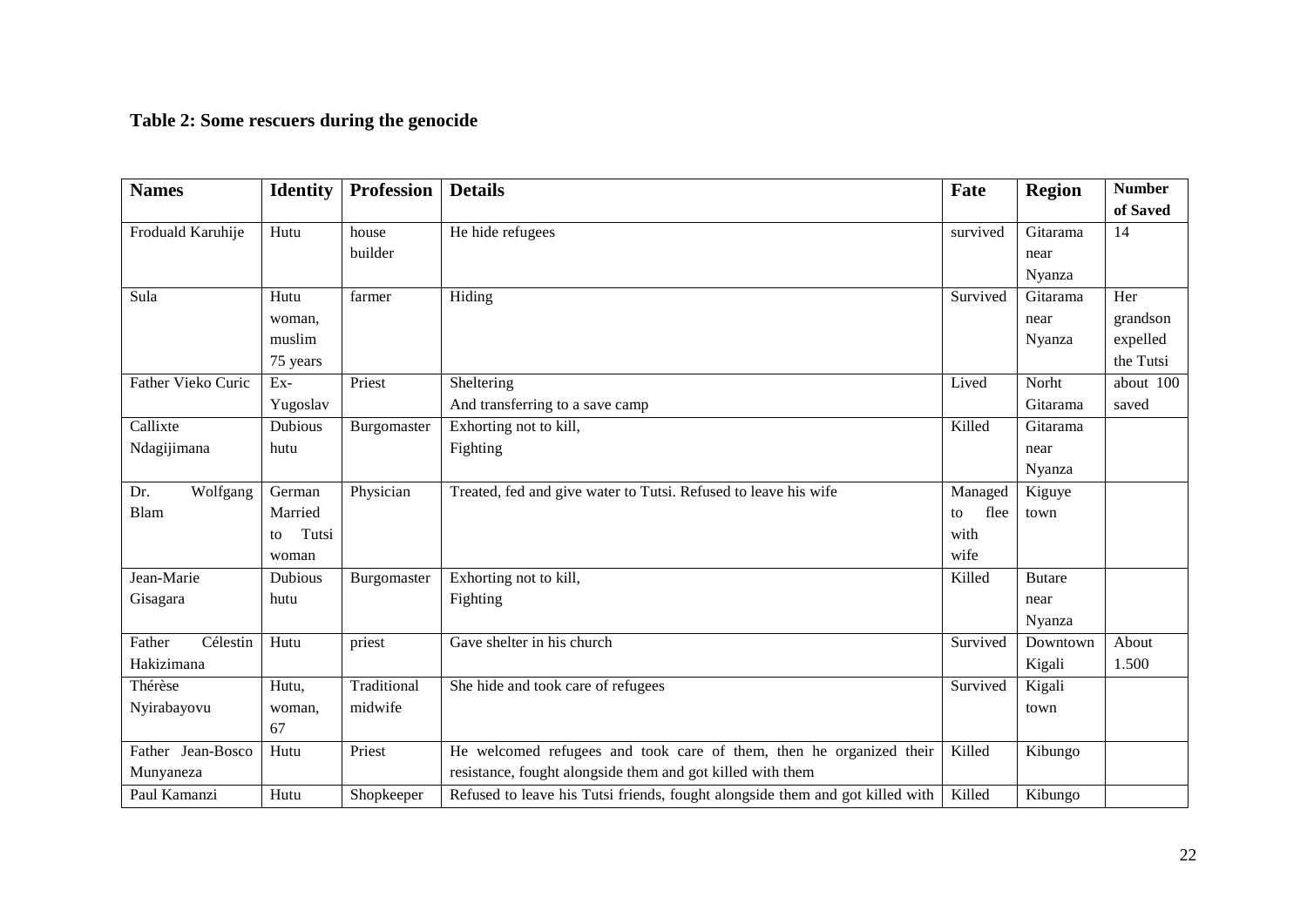**Table 2: Some rescuers during the genocide**

| Names | Identity | Profession | Details | Fate | Region | Number of Saved |
|---|---|---|---|---|---|---|
| Frodual Karuhije | Hutu | house builder | He hide refugees | survived | Gitarama near Nyanza | 14 |
| Sula | Hutu woman, muslim 75 years | farmer | Hiding | Survived | Gitarama near Nyanza | Her grandson expelled the Tutsi |
| Father Vieko Curic | Ex-Yugoslav | Priest | Sheltering And transferring to a save camp | Lived | Norht Gitarama | about 100 saved |
| Callixte Ndagijimana | Dubious hutu | Burgomaster | Exhorting not to kill, Fighting | Killed | Gitarama near Nyanza | |
| Dr. Wolfgang Blam | German Married to Tutsi woman | Physician | Treated, fed and give water to Tutsi. Refused to leave his wife | Managed to flee with wife | Kiguye town | |
| Jean-Marie Gisagara | Dubious hutu | Burgomaster | Exhorting not to kill, Fighting | Killed | Butare near Nyanza | |
| Father Célestin Hakizimana | Hutu | priest | Gave shelter in his church | Survived | Downtown Kigali | About 1.500 |
| Thérèse Nyirabayovu | Hutu, woman, 67 | Traditional midwife | She hide and took care of refugees | Survived | Kigali town | |
| Father Jean-Bosco Munyaneza | Hutu | Priest | He welcomed refugees and took care of them, then he organized their resistance, fought alongside them and got killed with them | Killed | Kibungo | |
| Paul Kamanzi | Hutu | Shopkeeper | Refused to leave his Tutsi friends, fought alongside them and got killed with | Killed | Kibungo | |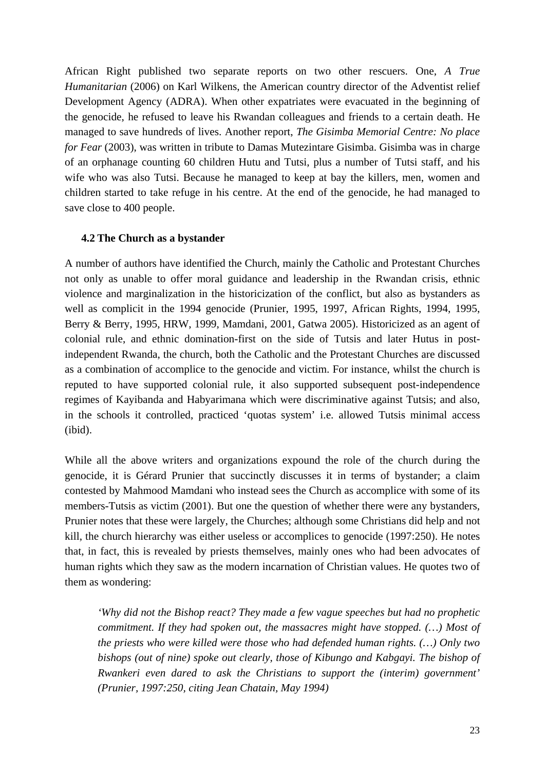African Right published two separate reports on two other rescuers. One, *A True Humanitarian* (2006) on Karl Wilkens, the American country director of the Adventist relief Development Agency (ADRA). When other expatriates were evacuated in the beginning of the genocide, he refused to leave his Rwandan colleagues and friends to a certain death. He managed to save hundreds of lives. Another report, *The Gisimba Memorial Centre: No place for Fear* (2003), was written in tribute to Damas Mutezintare Gisimba. Gisimba was in charge of an orphanage counting 60 children Hutu and Tutsi, plus a number of Tutsi staff, and his wife who was also Tutsi. Because he managed to keep at bay the killers, men, women and children started to take refuge in his centre. At the end of the genocide, he had managed to save close to 400 people.

### 4.2 The Church as a bystander

A number of authors have identified the Church, mainly the Catholic and Protestant Churches not only as unable to offer moral guidance and leadership in the Rwandan crisis, ethnic violence and marginalization in the historicization of the conflict, but also as bystanders as well as complicit in the 1994 genocide (Prunier, 1995, 1997, African Rights, 1994, 1995, Berry & Berry, 1995, HRW, 1999, Mamdani, 2001, Gatwa 2005). Historicized as an agent of colonial rule, and ethnic domination-first on the side of Tutsis and later Hutus in post-independent Rwanda, the church, both the Catholic and the Protestant Churches are discussed as a combination of accomplice to the genocide and victim. For instance, whilst the church is reputed to have supported colonial rule, it also supported subsequent post-independence regimes of Kayibanda and Habyarimana which were discriminative against Tutsis; and also, in the schools it controlled, practiced 'quotas system' i.e. allowed Tutsis minimal access (ibid).

While all the above writers and organizations expound the role of the church during the genocide, it is Gérard Prunier that succinctly discusses it in terms of bystander; a claim contested by Mahmood Mamdani who instead sees the Church as accomplice with some of its members-Tutsis as victim (2001). But one the question of whether there were any bystanders, Prunier notes that these were largely, the Churches; although some Christians did help and not kill, the church hierarchy was either useless or accomplices to genocide (1997:250). He notes that, in fact, this is revealed by priests themselves, mainly ones who had been advocates of human rights which they saw as the modern incarnation of Christian values. He quotes two of them as wondering:

> *'Why did not the Bishop react? They made a few vague speeches but had no prophetic commitment. If they had spoken out, the massacres might have stopped. (…) Most of the priests who were killed were those who had defended human rights. (…) Only two bishops (out of nine) spoke out clearly, those of Kibungo and Kabgayi. The bishop of Rwankeri even dared to ask the Christians to support the (interim) government' (Prunier, 1997:250, citing Jean Chatain, May 1994)*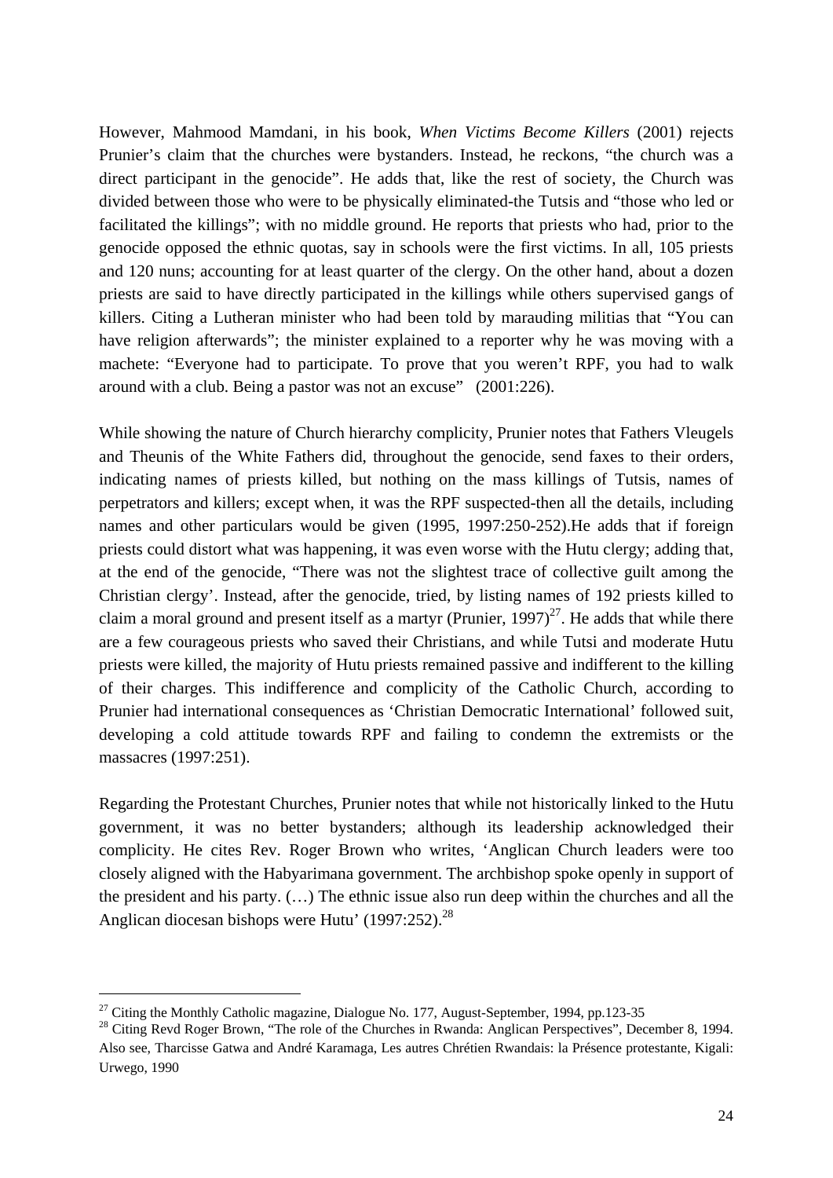However, Mahmood Mamdani, in his book, *When Victims Become Killers* (2001) rejects Prunier's claim that the churches were bystanders. Instead, he reckons, "the church was a direct participant in the genocide". He adds that, like the rest of society, the Church was divided between those who were to be physically eliminated-the Tutsis and "those who led or facilitated the killings"; with no middle ground. He reports that priests who had, prior to the genocide opposed the ethnic quotas, say in schools were the first victims. In all, 105 priests and 120 nuns; accounting for at least quarter of the clergy. On the other hand, about a dozen priests are said to have directly participated in the killings while others supervised gangs of killers. Citing a Lutheran minister who had been told by marauding militias that "You can have religion afterwards"; the minister explained to a reporter why he was moving with a machete: "Everyone had to participate. To prove that you weren't RPF, you had to walk around with a club. Being a pastor was not an excuse" (2001:226).

While showing the nature of Church hierarchy complicity, Prunier notes that Fathers Vleugels and Theunis of the White Fathers did, throughout the genocide, send faxes to their orders, indicating names of priests killed, but nothing on the mass killings of Tutsis, names of perpetrators and killers; except when, it was the RPF suspected-then all the details, including names and other particulars would be given (1995, 1997:250-252).He adds that if foreign priests could distort what was happening, it was even worse with the Hutu clergy; adding that, at the end of the genocide, "There was not the slightest trace of collective guilt among the Christian clergy'. Instead, after the genocide, tried, by listing names of 192 priests killed to claim a moral ground and present itself as a martyr (Prunier, 1997)[27]. He adds that while there are a few courageous priests who saved their Christians, and while Tutsi and moderate Hutu priests were killed, the majority of Hutu priests remained passive and indifferent to the killing of their charges. This indifference and complicity of the Catholic Church, according to Prunier had international consequences as 'Christian Democratic International' followed suit, developing a cold attitude towards RPF and failing to condemn the extremists or the massacres (1997:251).

Regarding the Protestant Churches, Prunier notes that while not historically linked to the Hutu government, it was no better bystanders; although its leadership acknowledged their complicity. He cites Rev. Roger Brown who writes, 'Anglican Church leaders were too closely aligned with the Habyarimana government. The archbishop spoke openly in support of the president and his party. (…) The ethnic issue also run deep within the churches and all the Anglican diocesan bishops were Hutu' (1997:252).[28]

---

[27] Citing the Monthly Catholic magazine, Dialogue No. 177, August-September, 1994, pp.123-35

[28] Citing Revd Roger Brown, "The role of the Churches in Rwanda: Anglican Perspectives", December 8, 1994. Also see, Tharcisse Gatwa and André Karamaga, Les autres Chrétien Rwandais: la Présence protestante, Kigali: Urwego, 1990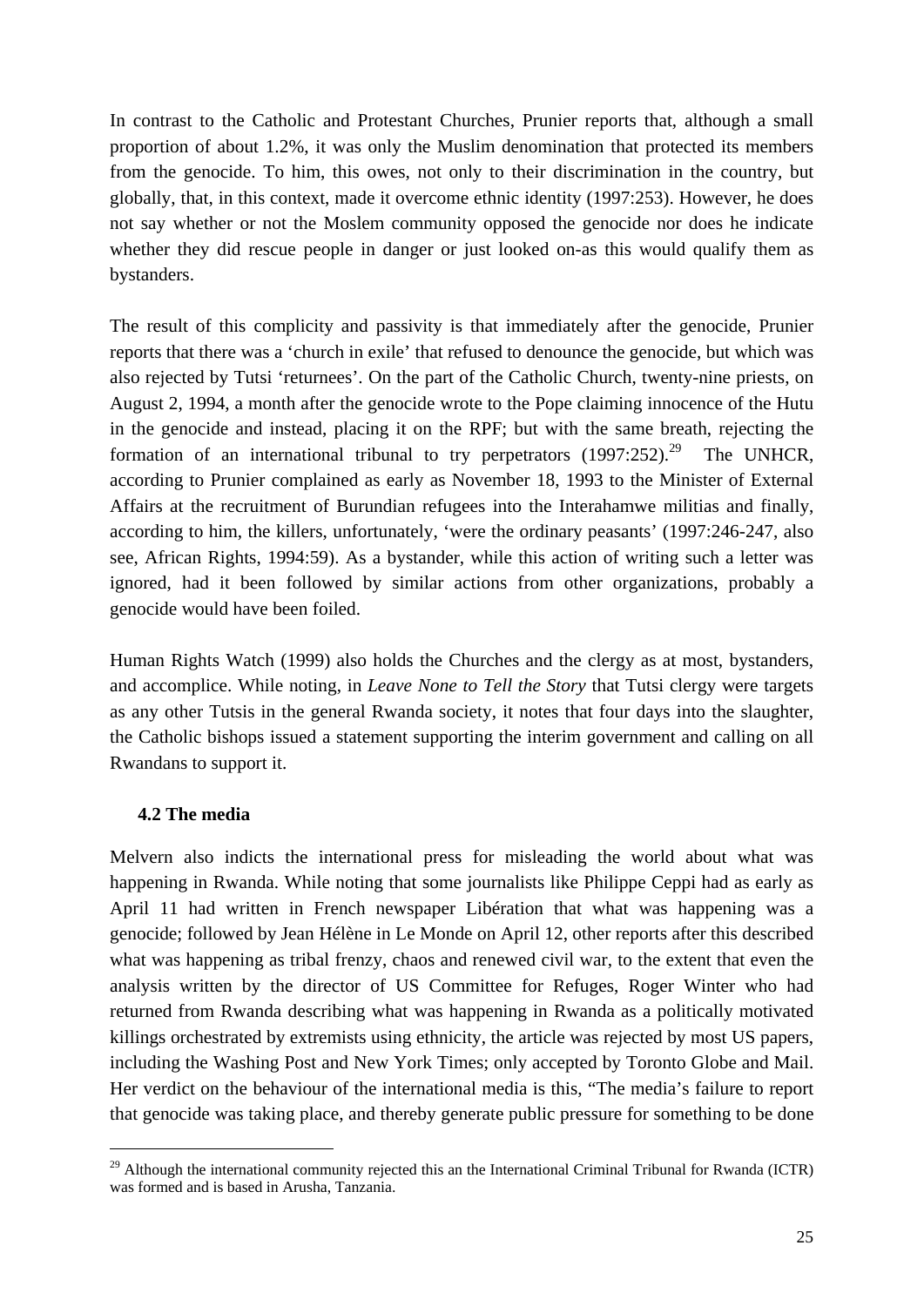In contrast to the Catholic and Protestant Churches, Prunier reports that, although a small proportion of about 1.2%, it was only the Muslim denomination that protected its members from the genocide. To him, this owes, not only to their discrimination in the country, but globally, that, in this context, made it overcome ethnic identity (1997:253). However, he does not say whether or not the Moslem community opposed the genocide nor does he indicate whether they did rescue people in danger or just looked on-as this would qualify them as bystanders.

The result of this complicity and passivity is that immediately after the genocide, Prunier reports that there was a 'church in exile' that refused to denounce the genocide, but which was also rejected by Tutsi 'returnees'. On the part of the Catholic Church, twenty-nine priests, on August 2, 1994, a month after the genocide wrote to the Pope claiming innocence of the Hutu in the genocide and instead, placing it on the RPF; but with the same breath, rejecting the formation of an international tribunal to try perpetrators (1997:252).[29] The UNHCR, according to Prunier complained as early as November 18, 1993 to the Minister of External Affairs at the recruitment of Burundian refugees into the Interahamwe militias and finally, according to him, the killers, unfortunately, 'were the ordinary peasants' (1997:246-247, also see, African Rights, 1994:59). As a bystander, while this action of writing such a letter was ignored, had it been followed by similar actions from other organizations, probably a genocide would have been foiled.

Human Rights Watch (1999) also holds the Churches and the clergy as at most, bystanders, and accomplice. While noting, in *Leave None to Tell the Story* that Tutsi clergy were targets as any other Tutsis in the general Rwanda society, it notes that four days into the slaughter, the Catholic bishops issued a statement supporting the interim government and calling on all Rwandans to support it.

### 4.2 The media

Melvern also indicts the international press for misleading the world about what was happening in Rwanda. While noting that some journalists like Philippe Ceppi had as early as April 11 had written in French newspaper Libération that what was happening was a genocide; followed by Jean Hélène in Le Monde on April 12, other reports after this described what was happening as tribal frenzy, chaos and renewed civil war, to the extent that even the analysis written by the director of US Committee for Refuges, Roger Winter who had returned from Rwanda describing what was happening in Rwanda as a politically motivated killings orchestrated by extremists using ethnicity, the article was rejected by most US papers, including the Washing Post and New York Times; only accepted by Toronto Globe and Mail. Her verdict on the behaviour of the international media is this, "The media's failure to report that genocide was taking place, and thereby generate public pressure for something to be done

---

[29] Although the international community rejected this an the International Criminal Tribunal for Rwanda (ICTR) was formed and is based in Arusha, Tanzania.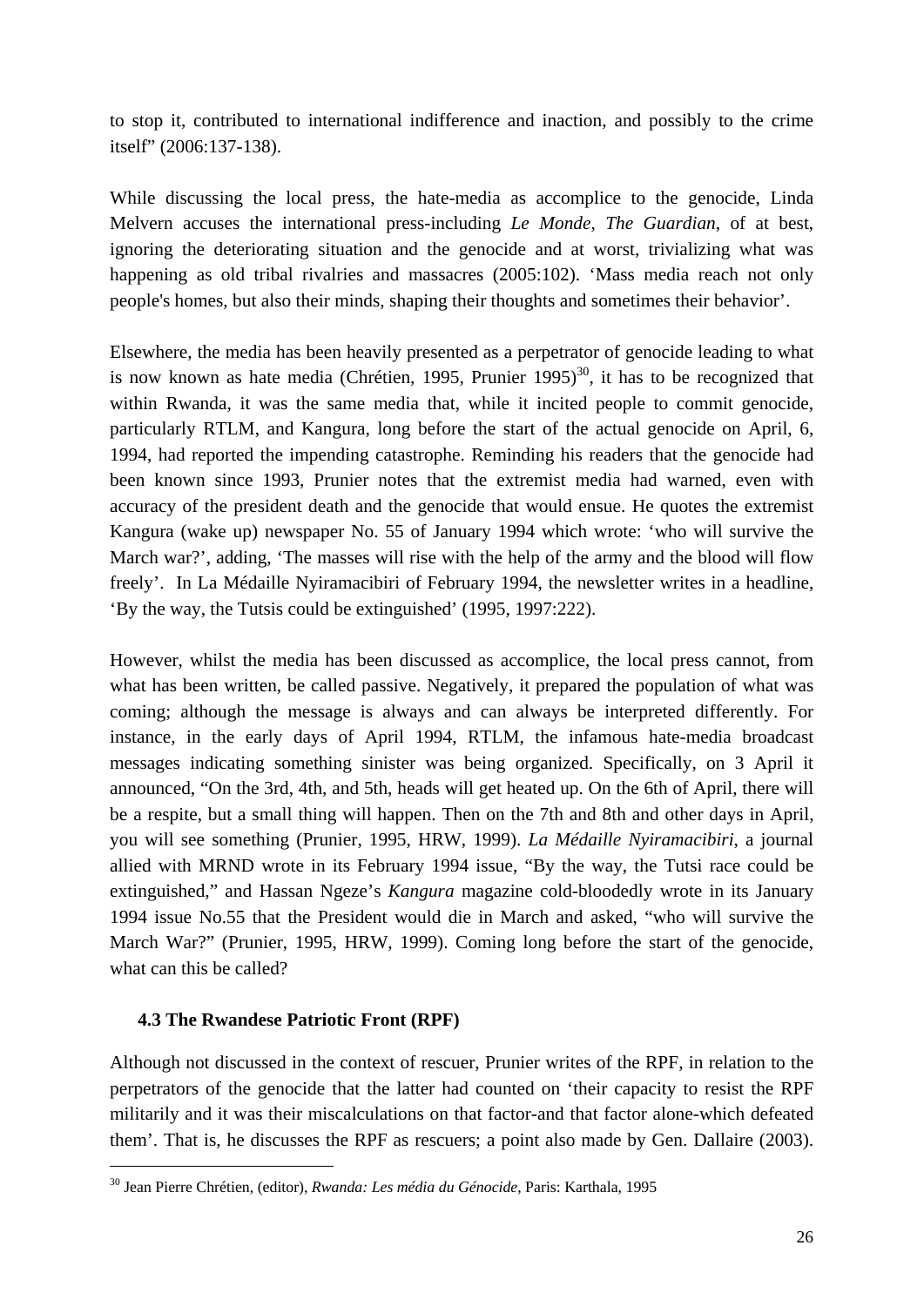to stop it, contributed to international indifference and inaction, and possibly to the crime itself" (2006:137-138).

While discussing the local press, the hate-media as accomplice to the genocide, Linda Melvern accuses the international press-including *Le Monde*, *The Guardian*, of at best, ignoring the deteriorating situation and the genocide and at worst, trivializing what was happening as old tribal rivalries and massacres (2005:102). 'Mass media reach not only people's homes, but also their minds, shaping their thoughts and sometimes their behavior'.

Elsewhere, the media has been heavily presented as a perpetrator of genocide leading to what is now known as hate media (Chrétien, 1995, Prunier 1995)[30], it has to be recognized that within Rwanda, it was the same media that, while it incited people to commit genocide, particularly RTLM, and Kangura, long before the start of the actual genocide on April, 6, 1994, had reported the impending catastrophe. Reminding his readers that the genocide had been known since 1993, Prunier notes that the extremist media had warned, even with accuracy of the president death and the genocide that would ensue. He quotes the extremist Kangura (wake up) newspaper No. 55 of January 1994 which wrote: 'who will survive the March war?', adding, 'The masses will rise with the help of the army and the blood will flow freely'. In La Médaille Nyiramacibiri of February 1994, the newsletter writes in a headline, 'By the way, the Tutsis could be extinguished' (1995, 1997:222).

However, whilst the media has been discussed as accomplice, the local press cannot, from what has been written, be called passive. Negatively, it prepared the population of what was coming; although the message is always and can always be interpreted differently. For instance, in the early days of April 1994, RTLM, the infamous hate-media broadcast messages indicating something sinister was being organized. Specifically, on 3 April it announced, "On the 3rd, 4th, and 5th, heads will get heated up. On the 6th of April, there will be a respite, but a small thing will happen. Then on the 7th and 8th and other days in April, you will see something (Prunier, 1995, HRW, 1999). *La Médaille Nyiramacibiri*, a journal allied with MRND wrote in its February 1994 issue, "By the way, the Tutsi race could be extinguished," and Hassan Ngeze's *Kangura* magazine cold-bloodedly wrote in its January 1994 issue No.55 that the President would die in March and asked, "who will survive the March War?" (Prunier, 1995, HRW, 1999). Coming long before the start of the genocide, what can this be called?

### 4.3 The Rwandese Patriotic Front (RPF)

Although not discussed in the context of rescuer, Prunier writes of the RPF, in relation to the perpetrators of the genocide that the latter had counted on 'their capacity to resist the RPF militarily and it was their miscalculations on that factor-and that factor alone-which defeated them'. That is, he discusses the RPF as rescuers; a point also made by Gen. Dallaire (2003).

[30] Jean Pierre Chrétien, (editor), *Rwanda: Les média du Génocide*, Paris: Karthala, 1995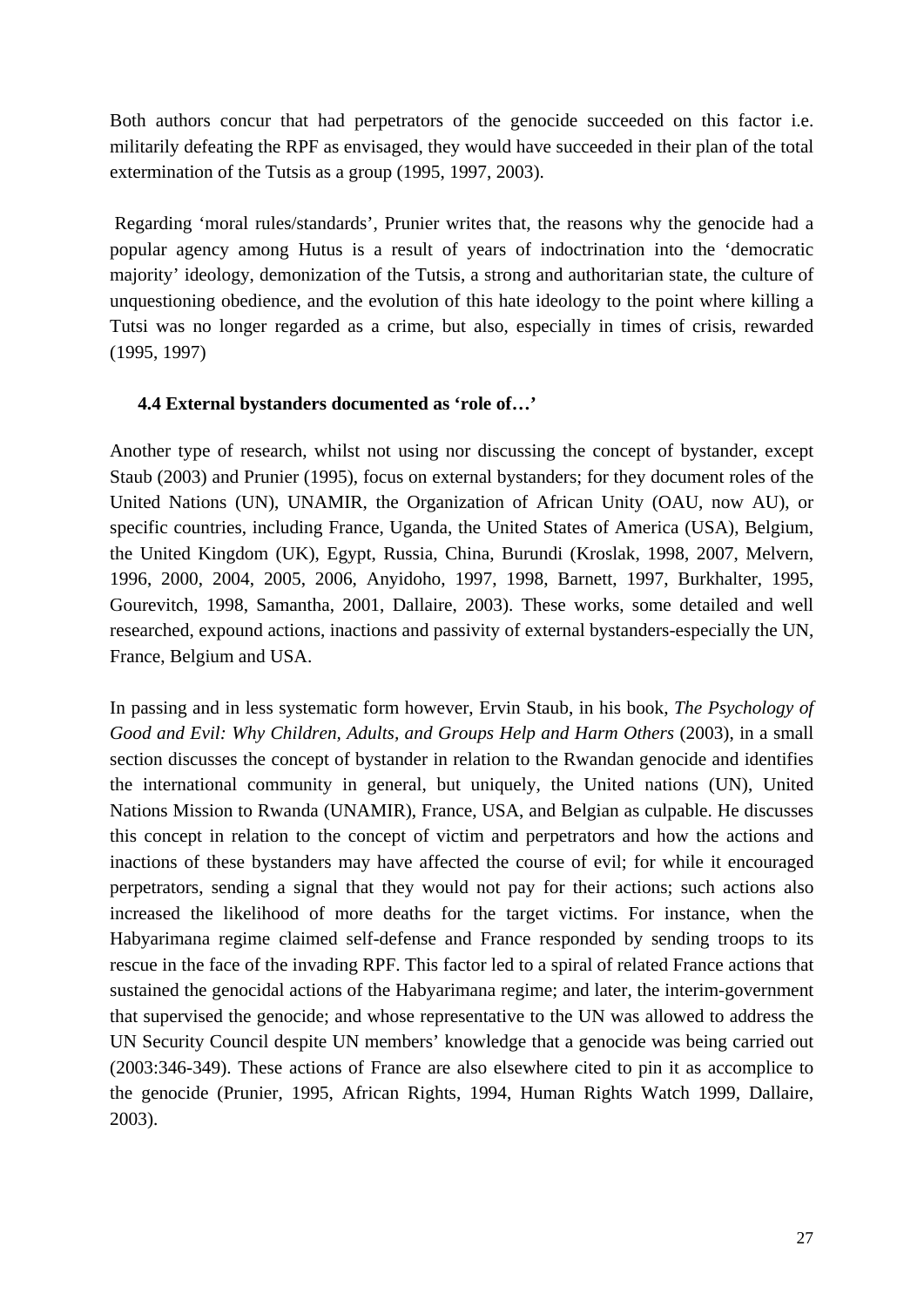Both authors concur that had perpetrators of the genocide succeeded on this factor i.e. militarily defeating the RPF as envisaged, they would have succeeded in their plan of the total extermination of the Tutsis as a group (1995, 1997, 2003).

Regarding 'moral rules/standards', Prunier writes that, the reasons why the genocide had a popular agency among Hutus is a result of years of indoctrination into the 'democratic majority' ideology, demonization of the Tutsis, a strong and authoritarian state, the culture of unquestioning obedience, and the evolution of this hate ideology to the point where killing a Tutsi was no longer regarded as a crime, but also, especially in times of crisis, rewarded (1995, 1997)

### 4.4 External bystanders documented as 'role of…'

Another type of research, whilst not using nor discussing the concept of bystander, except Staub (2003) and Prunier (1995), focus on external bystanders; for they document roles of the United Nations (UN), UNAMIR, the Organization of African Unity (OAU, now AU), or specific countries, including France, Uganda, the United States of America (USA), Belgium, the United Kingdom (UK), Egypt, Russia, China, Burundi (Kroslak, 1998, 2007, Melvern, 1996, 2000, 2004, 2005, 2006, Anyidoho, 1997, 1998, Barnett, 1997, Burkhalter, 1995, Gourevitch, 1998, Samantha, 2001, Dallaire, 2003). These works, some detailed and well researched, expound actions, inactions and passivity of external bystanders-especially the UN, France, Belgium and USA.

In passing and in less systematic form however, Ervin Staub, in his book, *The Psychology of Good and Evil: Why Children, Adults, and Groups Help and Harm Others* (2003), in a small section discusses the concept of bystander in relation to the Rwandan genocide and identifies the international community in general, but uniquely, the United nations (UN), United Nations Mission to Rwanda (UNAMIR), France, USA, and Belgian as culpable. He discusses this concept in relation to the concept of victim and perpetrators and how the actions and inactions of these bystanders may have affected the course of evil; for while it encouraged perpetrators, sending a signal that they would not pay for their actions; such actions also increased the likelihood of more deaths for the target victims. For instance, when the Habyarimana regime claimed self-defense and France responded by sending troops to its rescue in the face of the invading RPF. This factor led to a spiral of related France actions that sustained the genocidal actions of the Habyarimana regime; and later, the interim-government that supervised the genocide; and whose representative to the UN was allowed to address the UN Security Council despite UN members' knowledge that a genocide was being carried out (2003:346-349). These actions of France are also elsewhere cited to pin it as accomplice to the genocide (Prunier, 1995, African Rights, 1994, Human Rights Watch 1999, Dallaire, 2003).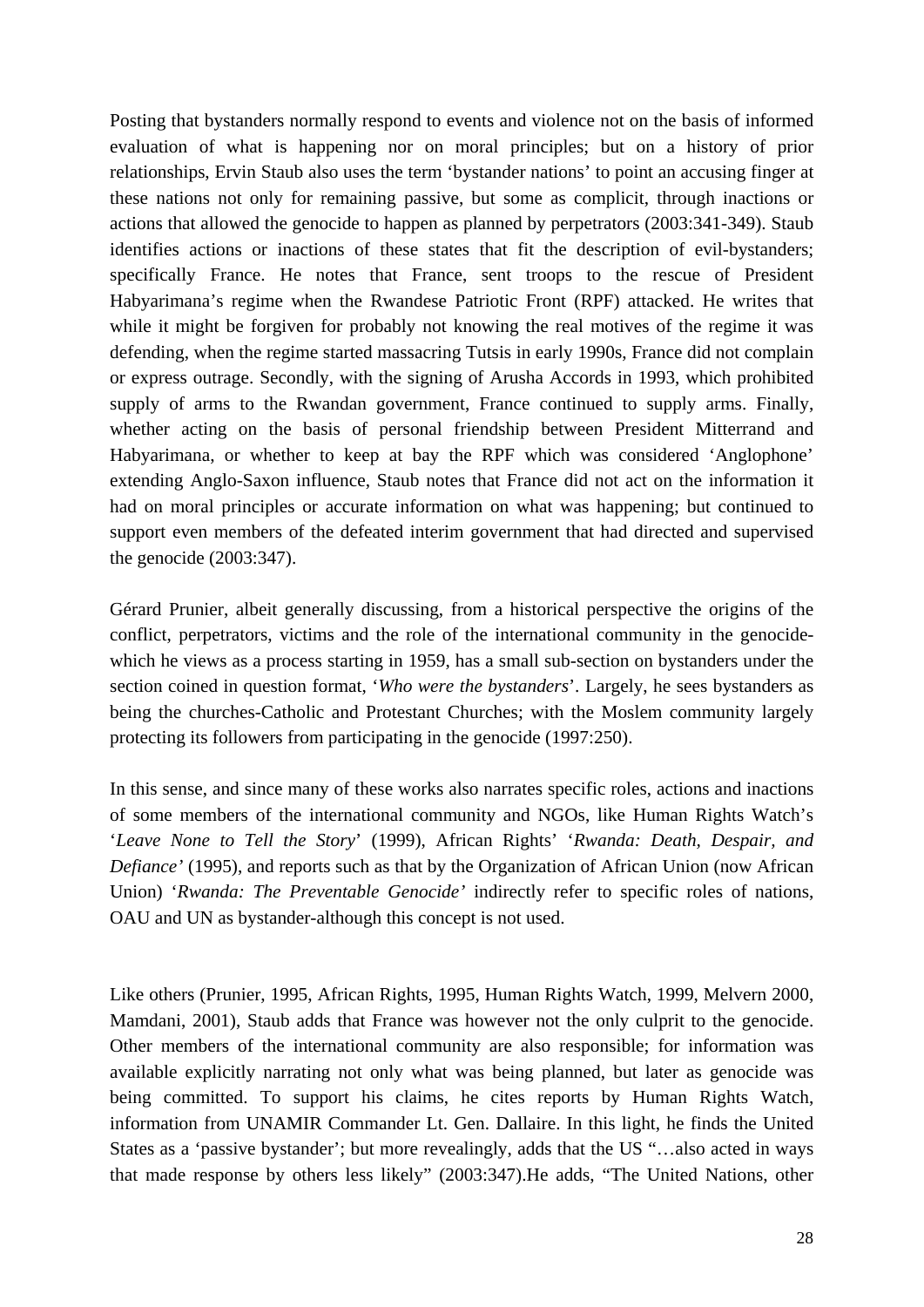Posting that bystanders normally respond to events and violence not on the basis of informed evaluation of what is happening nor on moral principles; but on a history of prior relationships, Ervin Staub also uses the term 'bystander nations' to point an accusing finger at these nations not only for remaining passive, but some as complicit, through inactions or actions that allowed the genocide to happen as planned by perpetrators (2003:341-349). Staub identifies actions or inactions of these states that fit the description of evil-bystanders; specifically France. He notes that France, sent troops to the rescue of President Habyarimana's regime when the Rwandese Patriotic Front (RPF) attacked. He writes that while it might be forgiven for probably not knowing the real motives of the regime it was defending, when the regime started massacring Tutsis in early 1990s, France did not complain or express outrage. Secondly, with the signing of Arusha Accords in 1993, which prohibited supply of arms to the Rwandan government, France continued to supply arms. Finally, whether acting on the basis of personal friendship between President Mitterrand and Habyarimana, or whether to keep at bay the RPF which was considered 'Anglophone' extending Anglo-Saxon influence, Staub notes that France did not act on the information it had on moral principles or accurate information on what was happening; but continued to support even members of the defeated interim government that had directed and supervised the genocide (2003:347).

Gérard Prunier, albeit generally discussing, from a historical perspective the origins of the conflict, perpetrators, victims and the role of the international community in the genocide-which he views as a process starting in 1959, has a small sub-section on bystanders under the section coined in question format, '*Who were the bystanders*'. Largely, he sees bystanders as being the churches-Catholic and Protestant Churches; with the Moslem community largely protecting its followers from participating in the genocide (1997:250).

In this sense, and since many of these works also narrates specific roles, actions and inactions of some members of the international community and NGOs, like Human Rights Watch's '*Leave None to Tell the Story*' (1999), African Rights' '*Rwanda: Death, Despair, and Defiance'* (1995), and reports such as that by the Organization of African Union (now African Union) '*Rwanda: The Preventable Genocide'* indirectly refer to specific roles of nations, OAU and UN as bystander-although this concept is not used.

Like others (Prunier, 1995, African Rights, 1995, Human Rights Watch, 1999, Melvern 2000, Mamdani, 2001), Staub adds that France was however not the only culprit to the genocide. Other members of the international community are also responsible; for information was available explicitly narrating not only what was being planned, but later as genocide was being committed. To support his claims, he cites reports by Human Rights Watch, information from UNAMIR Commander Lt. Gen. Dallaire. In this light, he finds the United States as a 'passive bystander'; but more revealingly, adds that the US "…also acted in ways that made response by others less likely" (2003:347).He adds, "The United Nations, other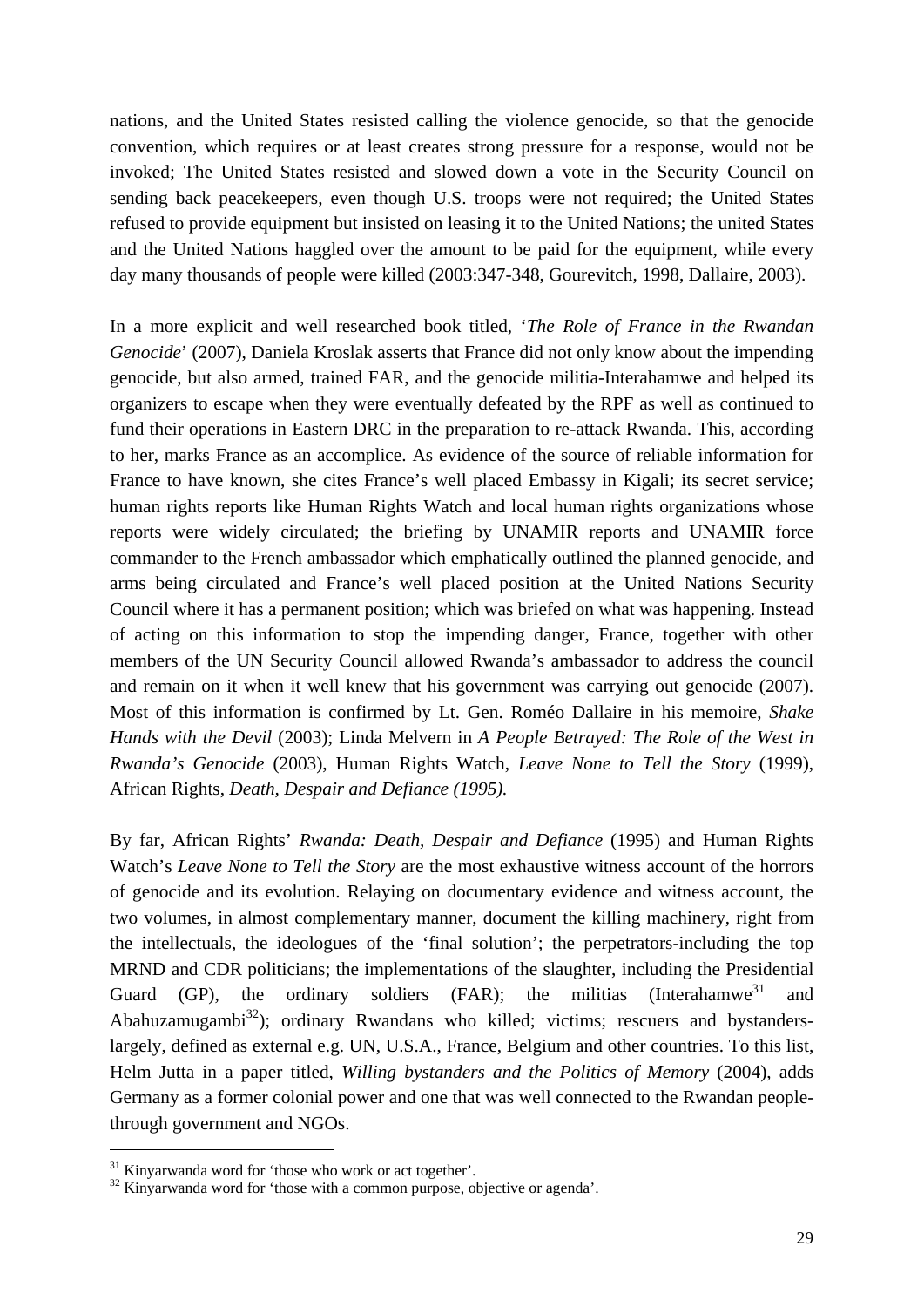nations, and the United States resisted calling the violence genocide, so that the genocide convention, which requires or at least creates strong pressure for a response, would not be invoked; The United States resisted and slowed down a vote in the Security Council on sending back peacekeepers, even though U.S. troops were not required; the United States refused to provide equipment but insisted on leasing it to the United Nations; the united States and the United Nations haggled over the amount to be paid for the equipment, while every day many thousands of people were killed (2003:347-348, Gourevitch, 1998, Dallaire, 2003).

In a more explicit and well researched book titled, '*The Role of France in the Rwandan Genocide*' (2007), Daniela Kroslak asserts that France did not only know about the impending genocide, but also armed, trained FAR, and the genocide militia-Interahamwe and helped its organizers to escape when they were eventually defeated by the RPF as well as continued to fund their operations in Eastern DRC in the preparation to re-attack Rwanda. This, according to her, marks France as an accomplice. As evidence of the source of reliable information for France to have known, she cites France's well placed Embassy in Kigali; its secret service; human rights reports like Human Rights Watch and local human rights organizations whose reports were widely circulated; the briefing by UNAMIR reports and UNAMIR force commander to the French ambassador which emphatically outlined the planned genocide, and arms being circulated and France's well placed position at the United Nations Security Council where it has a permanent position; which was briefed on what was happening. Instead of acting on this information to stop the impending danger, France, together with other members of the UN Security Council allowed Rwanda's ambassador to address the council and remain on it when it well knew that his government was carrying out genocide (2007). Most of this information is confirmed by Lt. Gen. Roméo Dallaire in his memoire, *Shake Hands with the Devil* (2003); Linda Melvern in *A People Betrayed: The Role of the West in Rwanda's Genocide* (2003), Human Rights Watch, *Leave None to Tell the Story* (1999), African Rights, *Death, Despair and Defiance (1995).*

By far, African Rights' *Rwanda: Death, Despair and Defiance* (1995) and Human Rights Watch's *Leave None to Tell the Story* are the most exhaustive witness account of the horrors of genocide and its evolution. Relaying on documentary evidence and witness account, the two volumes, in almost complementary manner, document the killing machinery, right from the intellectuals, the ideologues of the 'final solution'; the perpetrators-including the top MRND and CDR politicians; the implementations of the slaughter, including the Presidential Guard (GP), the ordinary soldiers (FAR); the militias (Interahamwe[31] and Abahuzamugambi[32]); ordinary Rwandans who killed; victims; rescuers and bystanders-largely, defined as external e.g. UN, U.S.A., France, Belgium and other countries. To this list, Helm Jutta in a paper titled, *Willing bystanders and the Politics of Memory* (2004), adds Germany as a former colonial power and one that was well connected to the Rwandan people-through government and NGOs.

---

[31] Kinyarwanda word for 'those who work or act together'.

[32] Kinyarwanda word for 'those with a common purpose, objective or agenda'.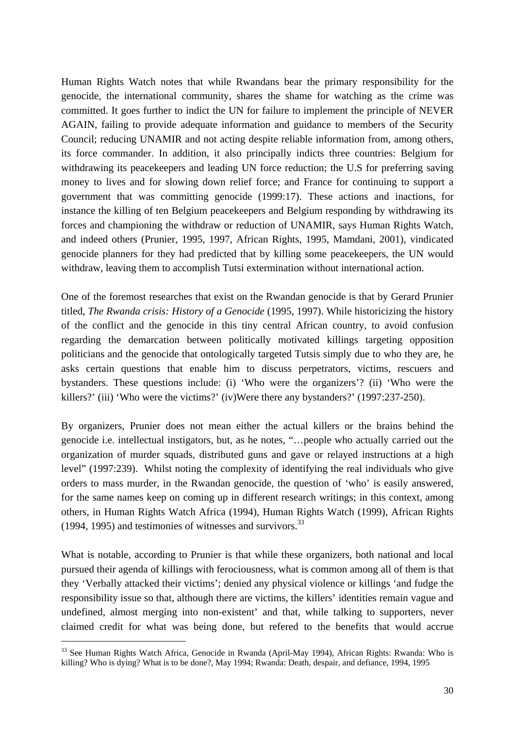Human Rights Watch notes that while Rwandans bear the primary responsibility for the genocide, the international community, shares the shame for watching as the crime was committed. It goes further to indict the UN for failure to implement the principle of NEVER AGAIN, failing to provide adequate information and guidance to members of the Security Council; reducing UNAMIR and not acting despite reliable information from, among others, its force commander. In addition, it also principally indicts three countries: Belgium for withdrawing its peacekeepers and leading UN force reduction; the U.S for preferring saving money to lives and for slowing down relief force; and France for continuing to support a government that was committing genocide (1999:17). These actions and inactions, for instance the killing of ten Belgium peacekeepers and Belgium responding by withdrawing its forces and championing the withdraw or reduction of UNAMIR, says Human Rights Watch, and indeed others (Prunier, 1995, 1997, African Rights, 1995, Mamdani, 2001), vindicated genocide planners for they had predicted that by killing some peacekeepers, the UN would withdraw, leaving them to accomplish Tutsi extermination without international action.

One of the foremost researches that exist on the Rwandan genocide is that by Gerard Prunier titled, *The Rwanda crisis: History of a Genocide* (1995, 1997). While historicizing the history of the conflict and the genocide in this tiny central African country, to avoid confusion regarding the demarcation between politically motivated killings targeting opposition politicians and the genocide that ontologically targeted Tutsis simply due to who they are, he asks certain questions that enable him to discuss perpetrators, victims, rescuers and bystanders. These questions include: (i) 'Who were the organizers'? (ii) 'Who were the killers?' (iii) 'Who were the victims?' (iv)Were there any bystanders?' (1997:237-250).

By organizers, Prunier does not mean either the actual killers or the brains behind the genocide i.e. intellectual instigators, but, as he notes, "…people who actually carried out the organization of murder squads, distributed guns and gave or relayed instructions at a high level" (1997:239). Whilst noting the complexity of identifying the real individuals who give orders to mass murder, in the Rwandan genocide, the question of 'who' is easily answered, for the same names keep on coming up in different research writings; in this context, among others, in Human Rights Watch Africa (1994), Human Rights Watch (1999), African Rights (1994, 1995) and testimonies of witnesses and survivors.[33]

What is notable, according to Prunier is that while these organizers, both national and local pursued their agenda of killings with ferociousness, what is common among all of them is that they 'Verbally attacked their victims'; denied any physical violence or killings 'and fudge the responsibility issue so that, although there are victims, the killers' identities remain vague and undefined, almost merging into non-existent' and that, while talking to supporters, never claimed credit for what was being done, but refered to the benefits that would accrue

[33] See Human Rights Watch Africa, Genocide in Rwanda (April-May 1994), African Rights: Rwanda: Who is killing? Who is dying? What is to be done?, May 1994; Rwanda: Death, despair, and defiance, 1994, 1995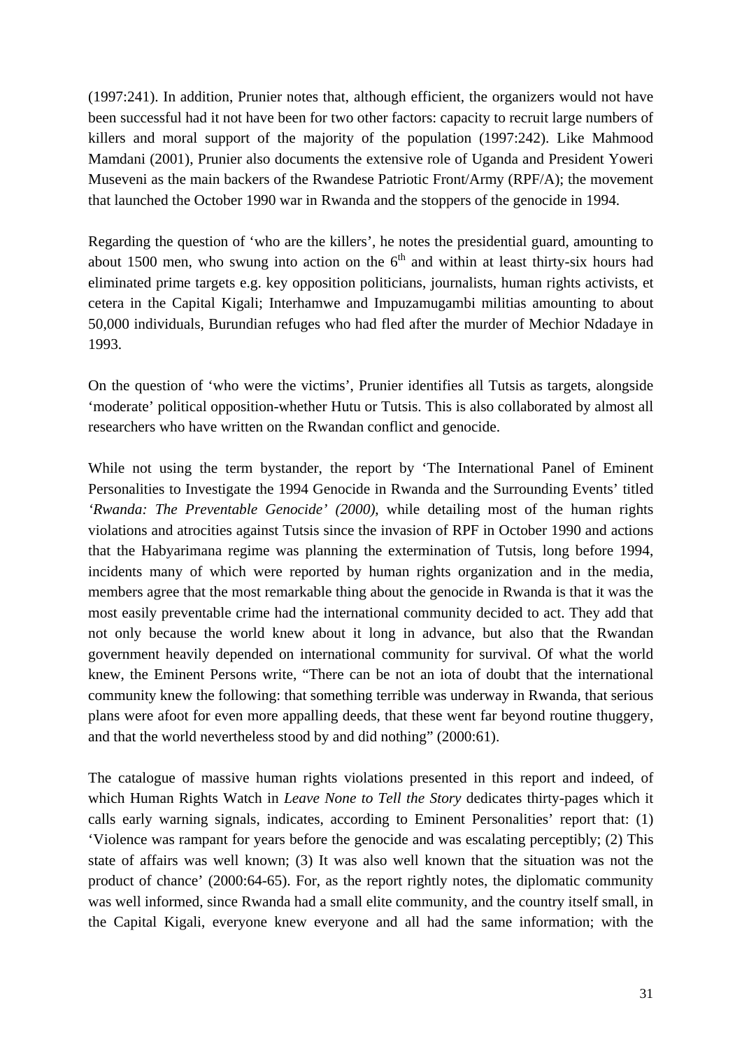(1997:241). In addition, Prunier notes that, although efficient, the organizers would not have been successful had it not have been for two other factors: capacity to recruit large numbers of killers and moral support of the majority of the population (1997:242). Like Mahmood Mamdani (2001), Prunier also documents the extensive role of Uganda and President Yoweri Museveni as the main backers of the Rwandese Patriotic Front/Army (RPF/A); the movement that launched the October 1990 war in Rwanda and the stoppers of the genocide in 1994.

Regarding the question of 'who are the killers', he notes the presidential guard, amounting to about 1500 men, who swung into action on the 6th and within at least thirty-six hours had eliminated prime targets e.g. key opposition politicians, journalists, human rights activists, et cetera in the Capital Kigali; Interhamwe and Impuzamugambi militias amounting to about 50,000 individuals, Burundian refuges who had fled after the murder of Mechior Ndadaye in 1993.

On the question of 'who were the victims', Prunier identifies all Tutsis as targets, alongside 'moderate' political opposition-whether Hutu or Tutsis. This is also collaborated by almost all researchers who have written on the Rwandan conflict and genocide.

While not using the term bystander, the report by 'The International Panel of Eminent Personalities to Investigate the 1994 Genocide in Rwanda and the Surrounding Events' titled *'Rwanda: The Preventable Genocide' (2000)*, while detailing most of the human rights violations and atrocities against Tutsis since the invasion of RPF in October 1990 and actions that the Habyarimana regime was planning the extermination of Tutsis, long before 1994, incidents many of which were reported by human rights organization and in the media, members agree that the most remarkable thing about the genocide in Rwanda is that it was the most easily preventable crime had the international community decided to act. They add that not only because the world knew about it long in advance, but also that the Rwandan government heavily depended on international community for survival. Of what the world knew, the Eminent Persons write, "There can be not an iota of doubt that the international community knew the following: that something terrible was underway in Rwanda, that serious plans were afoot for even more appalling deeds, that these went far beyond routine thuggery, and that the world nevertheless stood by and did nothing" (2000:61).

The catalogue of massive human rights violations presented in this report and indeed, of which Human Rights Watch in *Leave None to Tell the Story* dedicates thirty-pages which it calls early warning signals, indicates, according to Eminent Personalities' report that: (1) 'Violence was rampant for years before the genocide and was escalating perceptibly; (2) This state of affairs was well known; (3) It was also well known that the situation was not the product of chance' (2000:64-65). For, as the report rightly notes, the diplomatic community was well informed, since Rwanda had a small elite community, and the country itself small, in the Capital Kigali, everyone knew everyone and all had the same information; with the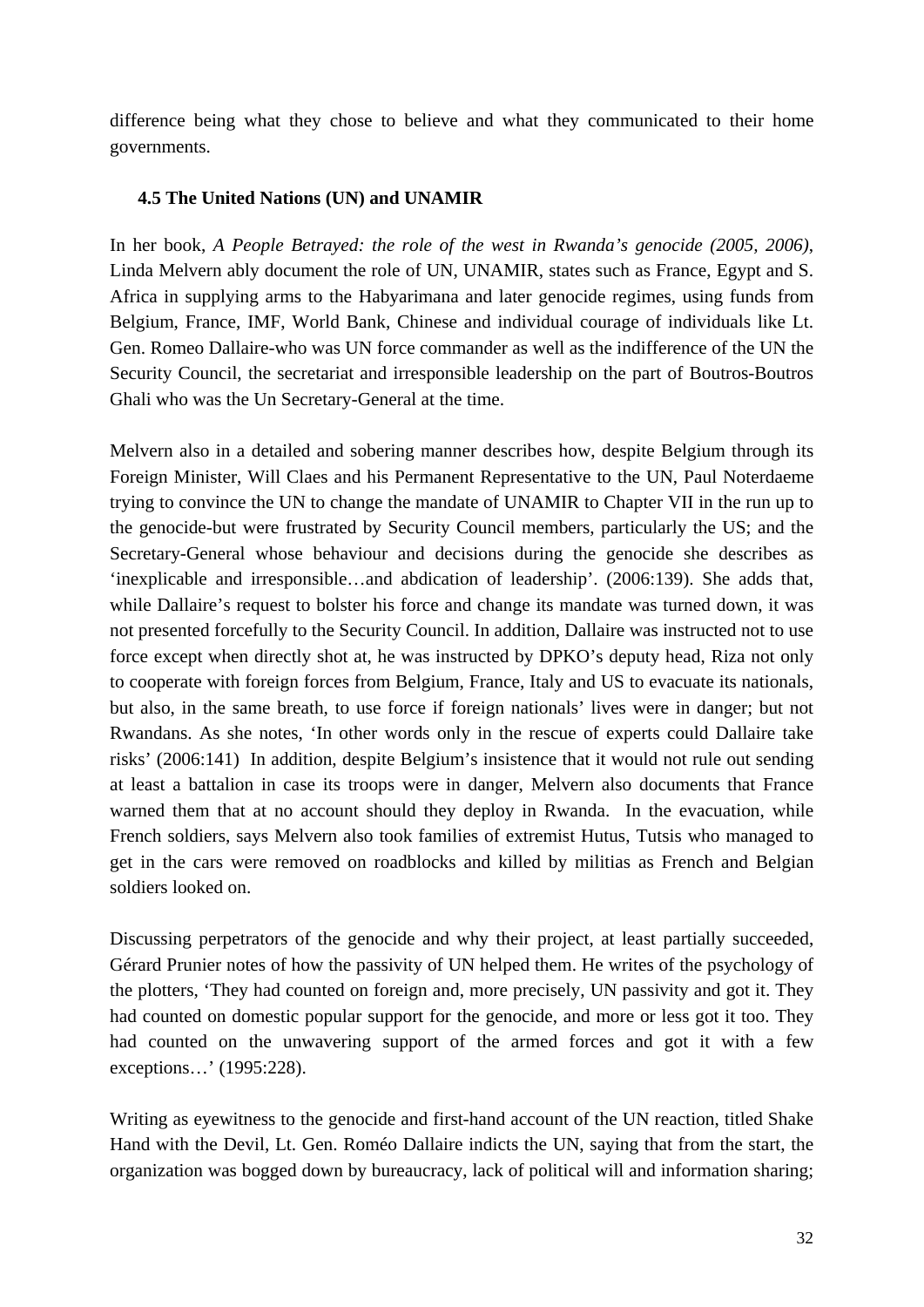difference being what they chose to believe and what they communicated to their home governments.

### 4.5 The United Nations (UN) and UNAMIR

In her book, *A People Betrayed: the role of the west in Rwanda's genocide (2005, 2006)*, Linda Melvern ably document the role of UN, UNAMIR, states such as France, Egypt and S. Africa in supplying arms to the Habyarimana and later genocide regimes, using funds from Belgium, France, IMF, World Bank, Chinese and individual courage of individuals like Lt. Gen. Romeo Dallaire-who was UN force commander as well as the indifference of the UN the Security Council, the secretariat and irresponsible leadership on the part of Boutros-Boutros Ghali who was the Un Secretary-General at the time.

Melvern also in a detailed and sobering manner describes how, despite Belgium through its Foreign Minister, Will Claes and his Permanent Representative to the UN, Paul Noterdaeme trying to convince the UN to change the mandate of UNAMIR to Chapter VII in the run up to the genocide-but were frustrated by Security Council members, particularly the US; and the Secretary-General whose behaviour and decisions during the genocide she describes as 'inexplicable and irresponsible…and abdication of leadership'. (2006:139). She adds that, while Dallaire's request to bolster his force and change its mandate was turned down, it was not presented forcefully to the Security Council. In addition, Dallaire was instructed not to use force except when directly shot at, he was instructed by DPKO's deputy head, Riza not only to cooperate with foreign forces from Belgium, France, Italy and US to evacuate its nationals, but also, in the same breath, to use force if foreign nationals' lives were in danger; but not Rwandans. As she notes, 'In other words only in the rescue of experts could Dallaire take risks' (2006:141) In addition, despite Belgium's insistence that it would not rule out sending at least a battalion in case its troops were in danger, Melvern also documents that France warned them that at no account should they deploy in Rwanda. In the evacuation, while French soldiers, says Melvern also took families of extremist Hutus, Tutsis who managed to get in the cars were removed on roadblocks and killed by militias as French and Belgian soldiers looked on.

Discussing perpetrators of the genocide and why their project, at least partially succeeded, Gérard Prunier notes of how the passivity of UN helped them. He writes of the psychology of the plotters, 'They had counted on foreign and, more precisely, UN passivity and got it. They had counted on domestic popular support for the genocide, and more or less got it too. They had counted on the unwavering support of the armed forces and got it with a few exceptions…' (1995:228).

Writing as eyewitness to the genocide and first-hand account of the UN reaction, titled Shake Hand with the Devil, Lt. Gen. Roméo Dallaire indicts the UN, saying that from the start, the organization was bogged down by bureaucracy, lack of political will and information sharing;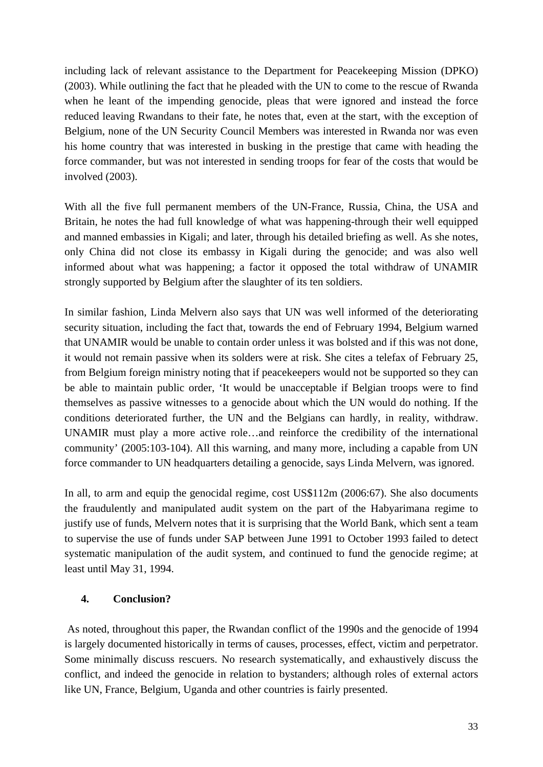including lack of relevant assistance to the Department for Peacekeeping Mission (DPKO) (2003). While outlining the fact that he pleaded with the UN to come to the rescue of Rwanda when he leant of the impending genocide, pleas that were ignored and instead the force reduced leaving Rwandans to their fate, he notes that, even at the start, with the exception of Belgium, none of the UN Security Council Members was interested in Rwanda nor was even his home country that was interested in busking in the prestige that came with heading the force commander, but was not interested in sending troops for fear of the costs that would be involved (2003).

With all the five full permanent members of the UN-France, Russia, China, the USA and Britain, he notes the had full knowledge of what was happening-through their well equipped and manned embassies in Kigali; and later, through his detailed briefing as well. As she notes, only China did not close its embassy in Kigali during the genocide; and was also well informed about what was happening; a factor it opposed the total withdraw of UNAMIR strongly supported by Belgium after the slaughter of its ten soldiers.

In similar fashion, Linda Melvern also says that UN was well informed of the deteriorating security situation, including the fact that, towards the end of February 1994, Belgium warned that UNAMIR would be unable to contain order unless it was bolsted and if this was not done, it would not remain passive when its solders were at risk. She cites a telefax of February 25, from Belgium foreign ministry noting that if peacekeepers would not be supported so they can be able to maintain public order, 'It would be unacceptable if Belgian troops were to find themselves as passive witnesses to a genocide about which the UN would do nothing. If the conditions deteriorated further, the UN and the Belgians can hardly, in reality, withdraw. UNAMIR must play a more active role…and reinforce the credibility of the international community' (2005:103-104). All this warning, and many more, including a capable from UN force commander to UN headquarters detailing a genocide, says Linda Melvern, was ignored.

In all, to arm and equip the genocidal regime, cost US$112m (2006:67). She also documents the fraudulently and manipulated audit system on the part of the Habyarimana regime to justify use of funds, Melvern notes that it is surprising that the World Bank, which sent a team to supervise the use of funds under SAP between June 1991 to October 1993 failed to detect systematic manipulation of the audit system, and continued to fund the genocide regime; at least until May 31, 1994.

## 4. Conclusion?

As noted, throughout this paper, the Rwandan conflict of the 1990s and the genocide of 1994 is largely documented historically in terms of causes, processes, effect, victim and perpetrator. Some minimally discuss rescuers. No research systematically, and exhaustively discuss the conflict, and indeed the genocide in relation to bystanders; although roles of external actors like UN, France, Belgium, Uganda and other countries is fairly presented.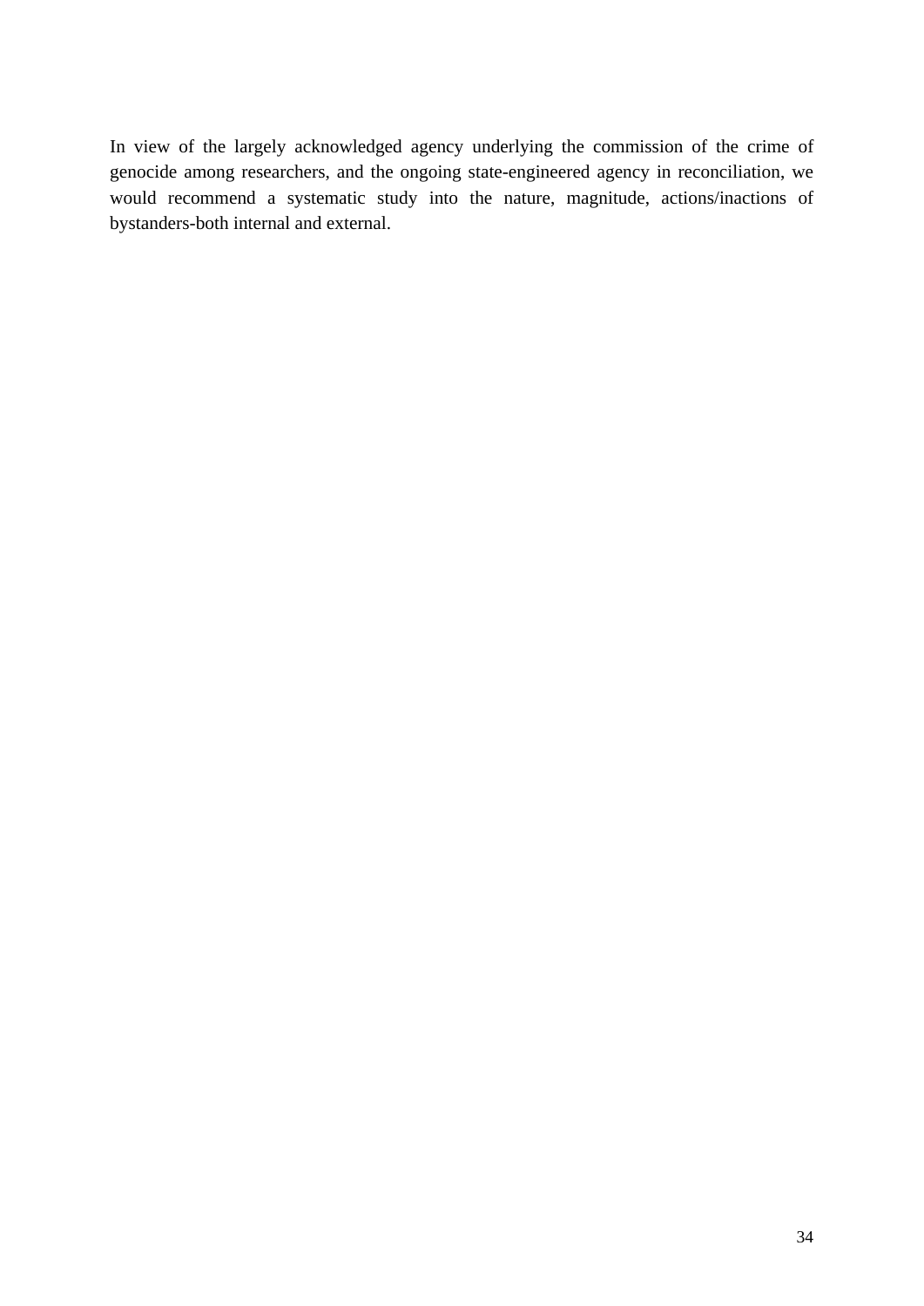In view of the largely acknowledged agency underlying the commission of the crime of genocide among researchers, and the ongoing state-engineered agency in reconciliation, we would recommend a systematic study into the nature, magnitude, actions/inactions of bystanders-both internal and external.